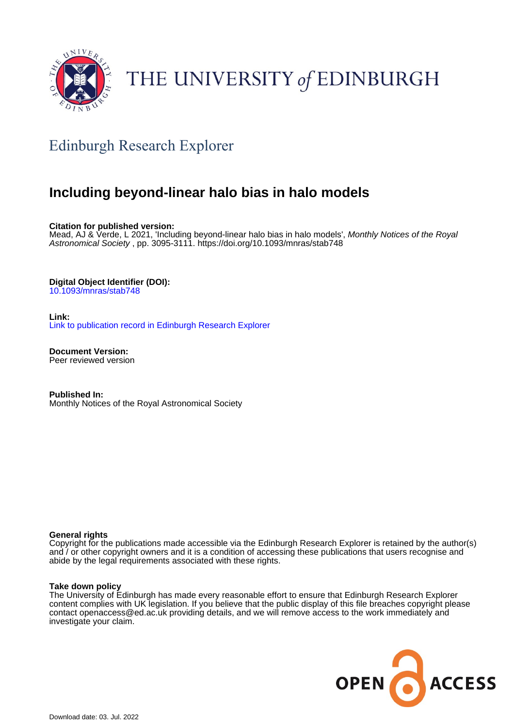THE UNIVERSITY *of* EDINBURGH

## Edinburgh Research Explorer

# Including beyond-linear halo bias in halo models

**Citation for published version:**
Mead, AJ & Verde, L 2021, 'Including beyond-linear halo bias in halo models', *Monthly Notices of the Royal Astronomical Society* , pp. 3095-3111. https://doi.org/10.1093/mnras/stab748

**Digital Object Identifier (DOI):**
10.1093/mnras/stab748

**Link:**
Link to publication record in Edinburgh Research Explorer

**Document Version:**
Peer reviewed version

**Published In:**
Monthly Notices of the Royal Astronomical Society

**General rights**
Copyright for the publications made accessible via the Edinburgh Research Explorer is retained by the author(s) and / or other copyright owners and it is a condition of accessing these publications that users recognise and abide by the legal requirements associated with these rights.

**Take down policy**
The University of Edinburgh has made every reasonable effort to ensure that Edinburgh Research Explorer content complies with UK legislation. If you believe that the public display of this file breaches copyright please contact openaccess@ed.ac.uk providing details, and we will remove access to the work immediately and investigate your claim.

OPEN ACCESS

Download date: 03. Jul. 2022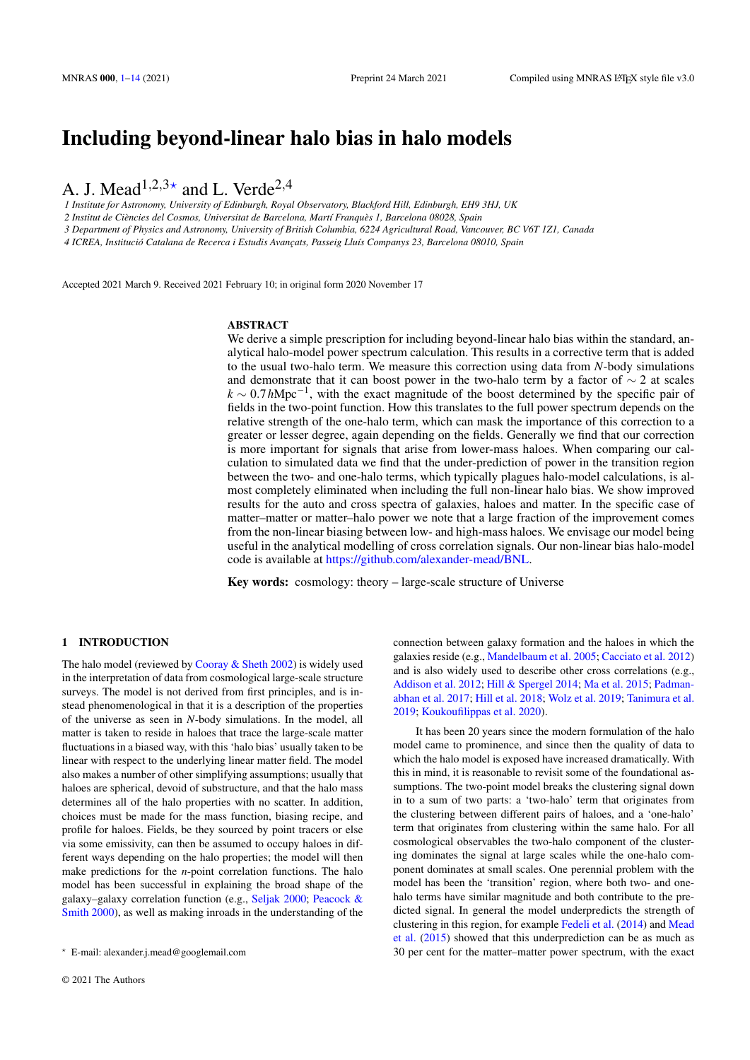# Including beyond-linear halo bias in halo models

A. J. Mead[1,2,3*] and L. Verde[2,4]

1 Institute for Astronomy, University of Edinburgh, Royal Observatory, Blackford Hill, Edinburgh, EH9 3HJ, UK

2 Institut de Ciències del Cosmos, Universitat de Barcelona, Martí Franquès 1, Barcelona 08028, Spain

3 Department of Physics and Astronomy, University of British Columbia, 6224 Agricultural Road, Vancouver, BC V6T 1Z1, Canada

4 ICREA, Institució Catalana de Recerca i Estudis Avançats, Passeig Lluís Companys 23, Barcelona 08010, Spain

Accepted 2021 March 9. Received 2021 February 10; in original form 2020 November 17

## ABSTRACT

We derive a simple prescription for including beyond-linear halo bias within the standard, analytical halo-model power spectrum calculation. This results in a corrective term that is added to the usual two-halo term. We measure this correction using data from $N$-body simulations and demonstrate that it can boost power in the two-halo term by a factor of $\sim 2$ at scales $k \sim 0.7\,h\mathrm{Mpc}^{-1}$, with the exact magnitude of the boost determined by the specific pair of fields in the two-point function. How this translates to the full power spectrum depends on the relative strength of the one-halo term, which can mask the importance of this correction to a greater or lesser degree, again depending on the fields. Generally we find that our correction is more important for signals that arise from lower-mass haloes. When comparing our calculation to simulated data we find that the under-prediction of power in the transition region between the two- and one-halo terms, which typically plagues halo-model calculations, is almost completely eliminated when including the full non-linear halo bias. We show improved results for the auto and cross spectra of galaxies, haloes and matter. In the specific case of matter–matter or matter–halo power we note that a large fraction of the improvement comes from the non-linear biasing between low- and high-mass haloes. We envisage our model being useful in the analytical modelling of cross correlation signals. Our non-linear bias halo-model code is available at https://github.com/alexander-mead/BNL.

**Key words:** cosmology: theory – large-scale structure of Universe

## 1 INTRODUCTION

The halo model (reviewed by Cooray & Sheth 2002) is widely used in the interpretation of data from cosmological large-scale structure surveys. The model is not derived from first principles, and is instead phenomenological in that it is a description of the properties of the universe as seen in $N$-body simulations. In the model, all matter is taken to reside in haloes that trace the large-scale matter fluctuations in a biased way, with this 'halo bias' usually taken to be linear with respect to the underlying linear matter field. The model also makes a number of other simplifying assumptions; usually that haloes are spherical, devoid of substructure, and that the halo mass determines all of the halo properties with no scatter. In addition, choices must be made for the mass function, biasing recipe, and profile for haloes. Fields, be they sourced by point tracers or else via some emissivity, can then be assumed to occupy haloes in different ways depending on the halo properties; the model will then make predictions for the $n$-point correlation functions. The halo model has been successful in explaining the broad shape of the galaxy–galaxy correlation function (e.g., Seljak 2000; Peacock & Smith 2000), as well as making inroads in the understanding of the connection between galaxy formation and the haloes in which the galaxies reside (e.g., Mandelbaum et al. 2005; Cacciato et al. 2012) and is also widely used to describe other cross correlations (e.g., Addison et al. 2012; Hill & Spergel 2014; Ma et al. 2015; Padmanabhan et al. 2017; Hill et al. 2018; Wolz et al. 2019; Tanimura et al. 2019; Koukoufilippas et al. 2020).

It has been 20 years since the modern formulation of the halo model came to prominence, and since then the quality of data to which the halo model is exposed have increased dramatically. With this in mind, it is reasonable to revisit some of the foundational assumptions. The two-point model breaks the clustering signal down in to a sum of two parts: a 'two-halo' term that originates from the clustering between different pairs of haloes, and a 'one-halo' term that originates from clustering within the same halo. For all cosmological observables the two-halo component of the clustering dominates the signal at large scales while the one-halo component dominates at small scales. One perennial problem with the model has been the 'transition' region, where both two- and one-halo terms have similar magnitude and both contribute to the predicted signal. In general the model underpredicts the strength of clustering in this region, for example Fedeli et al. (2014) and Mead et al. (2015) showed that this underprediction can be as much as 30 per cent for the matter–matter power spectrum, with the exact

* E-mail: alexander.j.mead@googlemail.com

© 2021 The Authors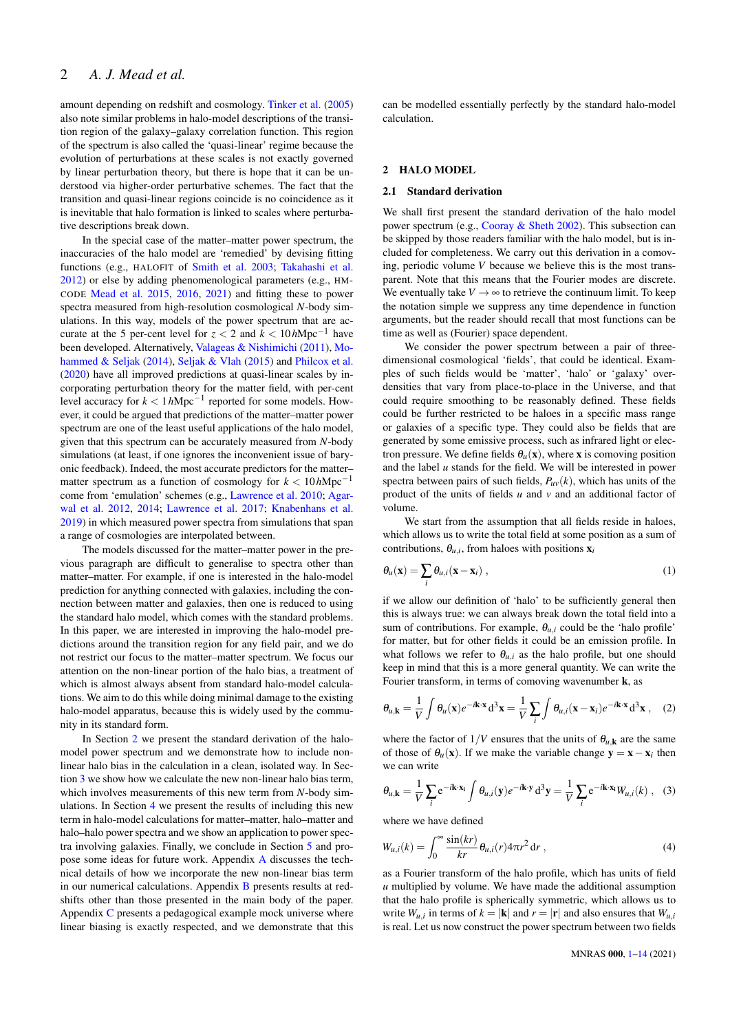amount depending on redshift and cosmology. Tinker et al. (2005) also note similar problems in halo-model descriptions of the transition region of the galaxy–galaxy correlation function. This region of the spectrum is also called the 'quasi-linear' regime because the evolution of perturbations at these scales is not exactly governed by linear perturbation theory, but there is hope that it can be understood via higher-order perturbative schemes. The fact that the transition and quasi-linear regions coincide is no coincidence as it is inevitable that halo formation is linked to scales where perturbative descriptions break down.

In the special case of the matter–matter power spectrum, the inaccuracies of the halo model are 'remedied' by devising fitting functions (e.g., HALOFIT of Smith et al. 2003; Takahashi et al. 2012) or else by adding phenomenological parameters (e.g., HMCODE Mead et al. 2015, 2016, 2021) and fitting these to power spectra measured from high-resolution cosmological $N$-body simulations. In this way, models of the power spectrum that are accurate at the 5 per-cent level for $z < 2$ and $k < 10\,h\mathrm{Mpc}^{-1}$ have been developed. Alternatively, Valageas & Nishimichi (2011), Mohammed & Seljak (2014), Seljak & Vlah (2015) and Philcox et al. (2020) have all improved predictions at quasi-linear scales by incorporating perturbation theory for the matter field, with per-cent level accuracy for $k < 1\,h\mathrm{Mpc}^{-1}$ reported for some models. However, it could be argued that predictions of the matter–matter power spectrum are one of the least useful applications of the halo model, given that this spectrum can be accurately measured from $N$-body simulations (at least, if one ignores the inconvenient issue of baryonic feedback). Indeed, the most accurate predictors for the matter–matter spectrum as a function of cosmology for $k < 10\,h\mathrm{Mpc}^{-1}$ come from 'emulation' schemes (e.g., Lawrence et al. 2010; Agarwal et al. 2012, 2014; Lawrence et al. 2017; Knabenhans et al. 2019) in which measured power spectra from simulations that span a range of cosmologies are interpolated between.

The models discussed for the matter–matter power in the previous paragraph are difficult to generalise to spectra other than matter–matter. For example, if one is interested in the halo-model prediction for anything connected with galaxies, including the connection between matter and galaxies, then one is reduced to using the standard halo model, which comes with the standard problems. In this paper, we are interested in improving the halo-model predictions around the transition region for any field pair, and we do not restrict our focus to the matter–matter spectrum. We focus our attention on the non-linear portion of the halo bias, a treatment of which is almost always absent from standard halo-model calculations. We aim to do this while doing minimal damage to the existing halo-model apparatus, because this is widely used by the community in its standard form.

In Section 2 we present the standard derivation of the halo-model power spectrum and we demonstrate how to include non-linear halo bias in the calculation in a clean, isolated way. In Section 3 we show how we calculate the new non-linear halo bias term, which involves measurements of this new term from $N$-body simulations. In Section 4 we present the results of including this new term in halo-model calculations for matter–matter, halo–matter and halo–halo power spectra and we show an application to power spectra involving galaxies. Finally, we conclude in Section 5 and propose some ideas for future work. Appendix A discusses the technical details of how we incorporate the new non-linear bias term in our numerical calculations. Appendix B presents results at redshifts other than those presented in the main body of the paper. Appendix C presents a pedagogical example mock universe where linear biasing is exactly respected, and we demonstrate that this can be modelled essentially perfectly by the standard halo-model calculation.

## 2 HALO MODEL

### 2.1 Standard derivation

We shall first present the standard derivation of the halo model power spectrum (e.g., Cooray & Sheth 2002). This subsection can be skipped by those readers familiar with the halo model, but is included for completeness. We carry out this derivation in a comoving, periodic volume $V$ because we believe this is the most transparent. Note that this means that the Fourier modes are discrete. We eventually take $V \to \infty$ to retrieve the continuum limit. To keep the notation simple we suppress any time dependence in function arguments, but the reader should recall that most functions can be time as well as (Fourier) space dependent.

We consider the power spectrum between a pair of three-dimensional cosmological 'fields', that could be identical. Examples of such fields would be 'matter', 'halo' or 'galaxy' over-densities that vary from place-to-place in the Universe, and that could require smoothing to be reasonably defined. These fields could be further restricted to be haloes in a specific mass range or galaxies of a specific type. They could also be fields that are generated by some emissive process, such as infrared light or electron pressure. We define fields $\theta_u(\mathbf{x})$, where $\mathbf{x}$ is comoving position and the label $u$ stands for the field. We will be interested in power spectra between pairs of such fields, $P_{uv}(k)$, which has units of the product of the units of fields $u$ and $v$ and an additional factor of volume.

We start from the assumption that all fields reside in haloes, which allows us to write the total field at some position as a sum of contributions, $\theta_{u,i}$, from haloes with positions $\mathbf{x}_i$

$$\theta_u(\mathbf{x}) = \sum_i \theta_{u,i}(\mathbf{x}-\mathbf{x}_i)\ , \tag{1}$$

if we allow our definition of 'halo' to be sufficiently general then this is always true: we can always break down the total field into a sum of contributions. For example, $\theta_{u,i}$ could be the 'halo profile' for matter, but for other fields it could be an emission profile. In what follows we refer to $\theta_{u,i}$ as the halo profile, but one should keep in mind that this is a more general quantity. We can write the Fourier transform, in terms of comoving wavenumber $\mathbf{k}$, as

$$\theta_{u,\mathbf{k}} = \frac{1}{V}\int \theta_u(\mathbf{x})e^{-i\mathbf{k}\cdot\mathbf{x}}\,\mathrm{d}^3\mathbf{x} = \frac{1}{V}\sum_i \int \theta_{u,i}(\mathbf{x}-\mathbf{x}_i)e^{-i\mathbf{k}\cdot\mathbf{x}}\,\mathrm{d}^3\mathbf{x}\ , \tag{2}$$

where the factor of $1/V$ ensures that the units of $\theta_{u,\mathbf{k}}$ are the same of those of $\theta_u(\mathbf{x})$. If we make the variable change $\mathbf{y} = \mathbf{x} - \mathbf{x}_i$ then we can write

$$\theta_{u,\mathbf{k}} = \frac{1}{V}\sum_i \mathrm{e}^{-i\mathbf{k}\cdot\mathbf{x}_i}\int \theta_{u,i}(\mathbf{y})e^{-i\mathbf{k}\cdot\mathbf{y}}\,\mathrm{d}^3\mathbf{y} = \frac{1}{V}\sum_i \mathrm{e}^{-i\mathbf{k}\cdot\mathbf{x}_i}W_{u,i}(k)\ , \tag{3}$$

where we have defined

$$W_{u,i}(k) = \int_0^\infty \frac{\sin(kr)}{kr}\theta_{u,i}(r)4\pi r^2\,\mathrm{d}r\ , \tag{4}$$

as a Fourier transform of the halo profile, which has units of field $u$ multiplied by volume. We have made the additional assumption that the halo profile is spherically symmetric, which allows us to write $W_{u,i}$ in terms of $k = |\mathbf{k}|$ and $r = |\mathbf{r}|$ and also ensures that $W_{u,i}$ is real. Let us now construct the power spectrum between two fields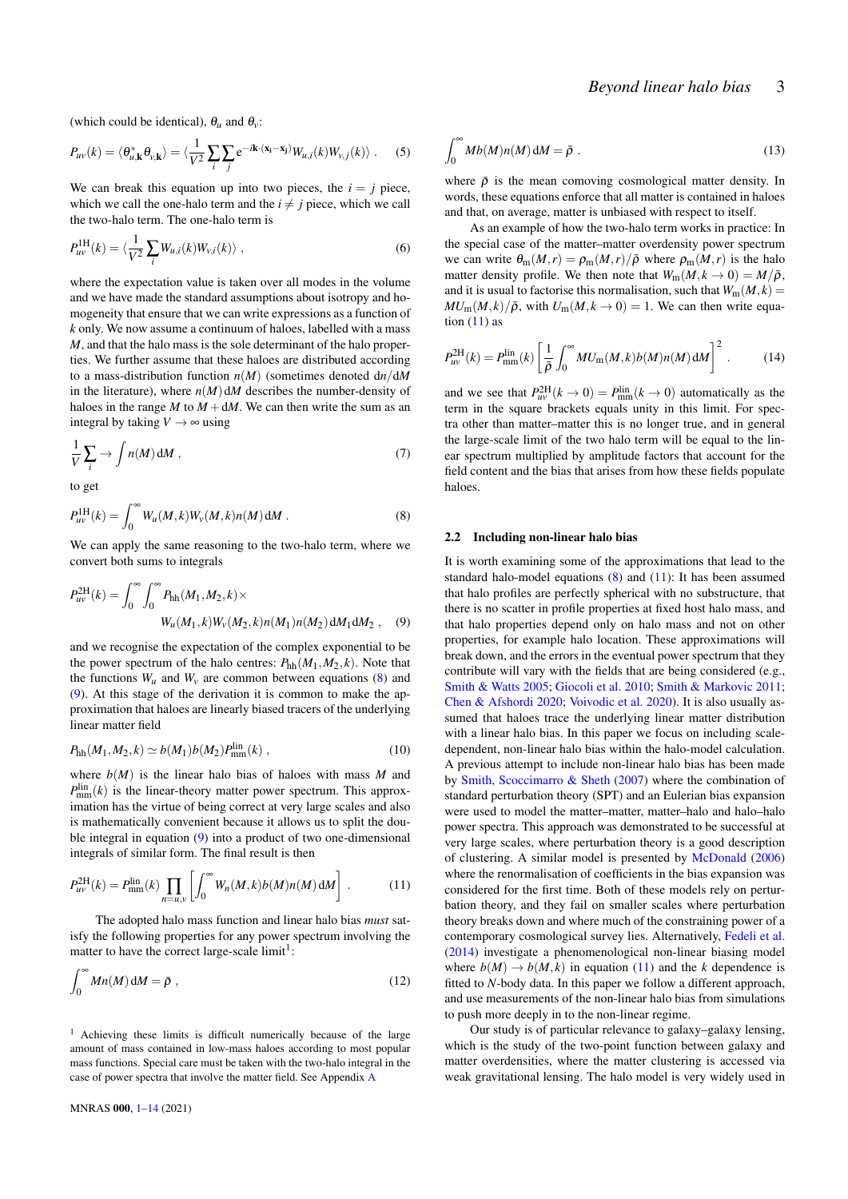(which could be identical), $\theta_u$ and $\theta_v$:

$$P_{uv}(k) = \langle \theta^*_{u,\mathbf{k}} \theta_{v,\mathbf{k}} \rangle = \langle \frac{1}{V^2} \sum_i \sum_j \mathrm{e}^{-i\mathbf{k}\cdot(\mathbf{x}_i - \mathbf{x}_j)} W_{u,i}(k) W_{v,j}(k) \rangle \ . \quad (5)$$

We can break this equation up into two pieces, the $i = j$ piece, which we call the one-halo term and the $i \neq j$ piece, which we call the two-halo term. The one-halo term is

$$P^{\mathrm{1H}}_{uv}(k) = \langle \frac{1}{V^2} \sum_i W_{u,i}(k) W_{v,i}(k) \rangle \ , \quad (6)$$

where the expectation value is taken over all modes in the volume and we have made the standard assumptions about isotropy and homogeneity that ensure that we can write expressions as a function of $k$ only. We now assume a continuum of haloes, labelled with a mass $M$, and that the halo mass is the sole determinant of the halo properties. We further assume that these haloes are distributed according to a mass-distribution function $n(M)$ (sometimes denoted $\mathrm{d}n/\mathrm{d}M$ in the literature), where $n(M)\,\mathrm{d}M$ describes the number-density of haloes in the range $M$ to $M + \mathrm{d}M$. We can then write the sum as an integral by taking $V \to \infty$ using

$$\frac{1}{V}\sum_i \to \int n(M)\,\mathrm{d}M \ , \quad (7)$$

to get

$$P^{\mathrm{1H}}_{uv}(k) = \int_0^\infty W_u(M,k) W_v(M,k) n(M)\,\mathrm{d}M \ . \quad (8)$$

We can apply the same reasoning to the two-halo term, where we convert both sums to integrals

$$P^{\mathrm{2H}}_{uv}(k) = \int_0^\infty \int_0^\infty P_{\mathrm{hh}}(M_1, M_2, k) \times W_u(M_1,k) W_v(M_2,k) n(M_1) n(M_2)\,\mathrm{d}M_1 \mathrm{d}M_2 \ , \quad (9)$$

and we recognise the expectation of the complex exponential to be the power spectrum of the halo centres: $P_{\mathrm{hh}}(M_1, M_2, k)$. Note that the functions $W_u$ and $W_v$ are common between equations (8) and (9). At this stage of the derivation it is common to make the approximation that haloes are linearly biased tracers of the underlying linear matter field

$$P_{\mathrm{hh}}(M_1, M_2, k) \simeq b(M_1) b(M_2) P^{\mathrm{lin}}_{\mathrm{mm}}(k) \ , \quad (10)$$

where $b(M)$ is the linear halo bias of haloes with mass $M$ and $P^{\mathrm{lin}}_{\mathrm{mm}}(k)$ is the linear-theory matter power spectrum. This approximation has the virtue of being correct at very large scales and also is mathematically convenient because it allows us to split the double integral in equation (9) into a product of two one-dimensional integrals of similar form. The final result is then

$$P^{\mathrm{2H}}_{uv}(k) = P^{\mathrm{lin}}_{\mathrm{mm}}(k) \prod_{n=u,v} \left[ \int_0^\infty W_n(M,k) b(M) n(M)\,\mathrm{d}M \right] \ . \quad (11)$$

The adopted halo mass function and linear halo bias *must* satisfy the following properties for any power spectrum involving the matter to have the correct large-scale limit[1]:

$$\int_0^\infty M n(M)\,\mathrm{d}M = \bar{\rho} \ , \quad (12)$$

$$\int_0^\infty M b(M) n(M)\,\mathrm{d}M = \bar{\rho} \ . \quad (13)$$

where $\bar{\rho}$ is the mean comoving cosmological matter density. In words, these equations enforce that all matter is contained in haloes and that, on average, matter is unbiased with respect to itself.

As an example of how the two-halo term works in practice: In the special case of the matter–matter overdensity power spectrum we can write $\theta_{\mathrm{m}}(M,r) = \rho_{\mathrm{m}}(M,r)/\bar{\rho}$ where $\rho_{\mathrm{m}}(M,r)$ is the halo matter density profile. We then note that $W_{\mathrm{m}}(M, k \to 0) = M/\bar{\rho}$, and it is usual to factorise this normalisation, such that $W_{\mathrm{m}}(M,k) = M U_{\mathrm{m}}(M,k)/\bar{\rho}$, with $U_{\mathrm{m}}(M, k \to 0) = 1$. We can then write equation (11) as

$$P^{\mathrm{2H}}_{uv}(k) = P^{\mathrm{lin}}_{\mathrm{mm}}(k) \left[ \frac{1}{\bar{\rho}} \int_0^\infty M U_{\mathrm{m}}(M,k) b(M) n(M)\,\mathrm{d}M \right]^2 \ . \quad (14)$$

and we see that $P^{\mathrm{2H}}_{uv}(k \to 0) = P^{\mathrm{lin}}_{\mathrm{mm}}(k \to 0)$ automatically as the term in the square brackets equals unity in this limit. For spectra other than matter–matter this is no longer true, and in general the large-scale limit of the two halo term will be equal to the linear spectrum multiplied by amplitude factors that account for the field content and the bias that arises from how these fields populate haloes.

### 2.2 Including non-linear halo bias

It is worth examining some of the approximations that lead to the standard halo-model equations (8) and (11): It has been assumed that halo profiles are perfectly spherical with no substructure, that there is no scatter in profile properties at fixed host halo mass, and that halo properties depend only on halo mass and not on other properties, for example halo location. These approximations will break down, and the errors in the eventual power spectrum that they contribute will vary with the fields that are being considered (e.g., Smith & Watts 2005; Giocoli et al. 2010; Smith & Markovic 2011; Chen & Afshordi 2020; Voivodic et al. 2020). It is also usually assumed that haloes trace the underlying linear matter distribution with a linear halo bias. In this paper we focus on including scale-dependent, non-linear halo bias within the halo-model calculation. A previous attempt to include non-linear halo bias has been made by Smith, Scoccimarro & Sheth (2007) where the combination of standard perturbation theory (SPT) and an Eulerian bias expansion were used to model the matter–matter, matter–halo and halo–halo power spectra. This approach was demonstrated to be successful at very large scales, where perturbation theory is a good description of clustering. A similar model is presented by McDonald (2006) where the renormalisation of coefficients in the bias expansion was considered for the first time. Both of these models rely on perturbation theory, and they fail on smaller scales where perturbation theory breaks down and where much of the constraining power of a contemporary cosmological survey lies. Alternatively, Fedeli et al. (2014) investigate a phenomenological non-linear biasing model where $b(M) \to b(M,k)$ in equation (11) and the $k$ dependence is fitted to $N$-body data. In this paper we follow a different approach, and use measurements of the non-linear halo bias from simulations to push more deeply in to the non-linear regime.

Our study is of particular relevance to galaxy–galaxy lensing, which is the study of the two-point function between galaxy and matter overdensities, where the matter clustering is accessed via weak gravitational lensing. The halo model is very widely used in

[1] Achieving these limits is difficult numerically because of the large amount of mass contained in low-mass haloes according to most popular mass functions. Special care must be taken with the two-halo integral in the case of power spectra that involve the matter field. See Appendix A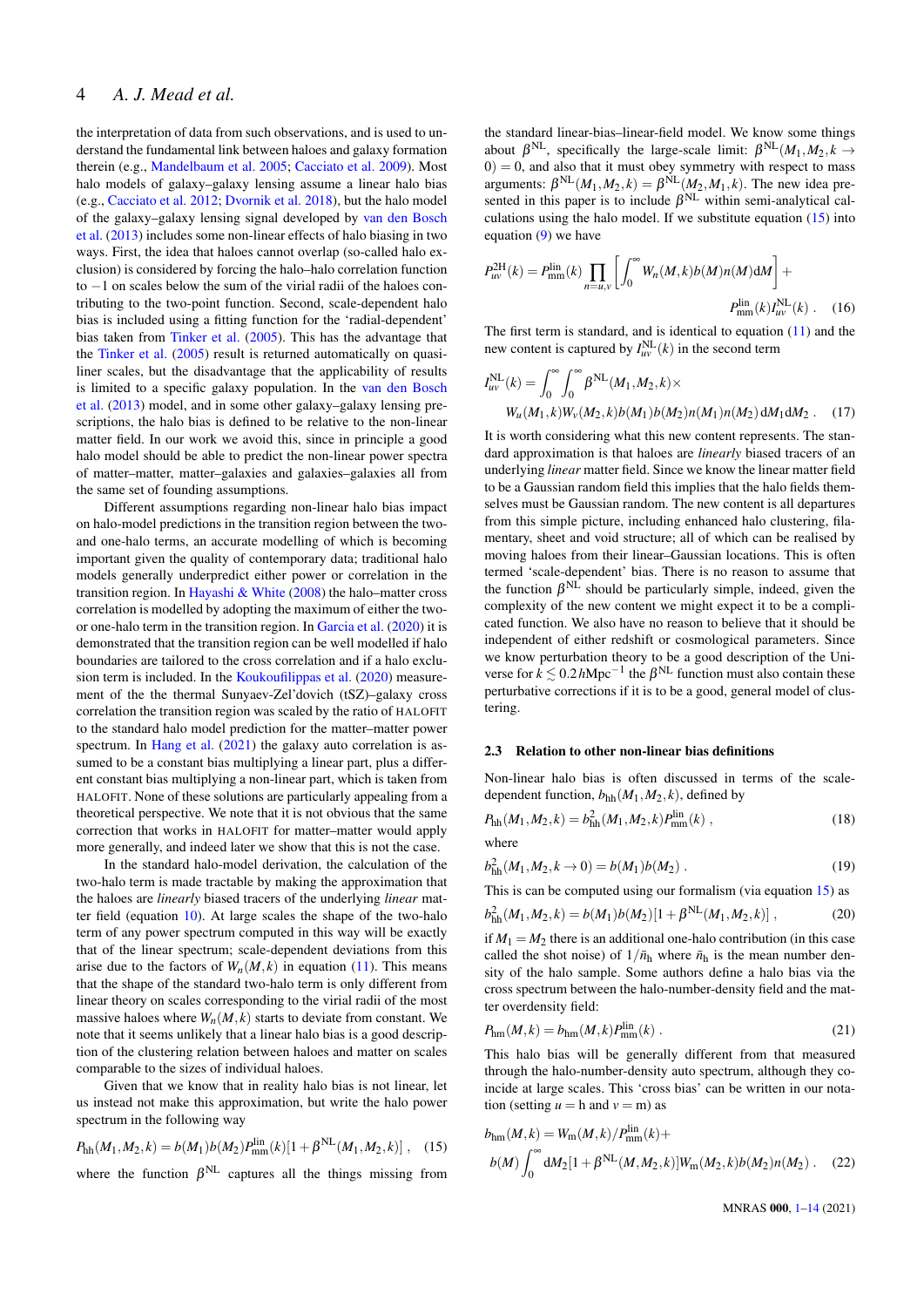the interpretation of data from such observations, and is used to understand the fundamental link between haloes and galaxy formation therein (e.g., Mandelbaum et al. 2005; Cacciato et al. 2009). Most halo models of galaxy–galaxy lensing assume a linear halo bias (e.g., Cacciato et al. 2012; Dvornik et al. 2018), but the halo model of the galaxy–galaxy lensing signal developed by van den Bosch et al. (2013) includes some non-linear effects of halo biasing in two ways. First, the idea that haloes cannot overlap (so-called halo exclusion) is considered by forcing the halo–halo correlation function to $-1$ on scales below the sum of the virial radii of the haloes contributing to the two-point function. Second, scale-dependent halo bias is included using a fitting function for the 'radial-dependent' bias taken from Tinker et al. (2005). This has the advantage that the Tinker et al. (2005) result is returned automatically on quasi-liner scales, but the disadvantage that the applicability of results is limited to a specific galaxy population. In the van den Bosch et al. (2013) model, and in some other galaxy–galaxy lensing prescriptions, the halo bias is defined to be relative to the non-linear matter field. In our work we avoid this, since in principle a good halo model should be able to predict the non-linear power spectra of matter–matter, matter–galaxies and galaxies–galaxies all from the same set of founding assumptions.

Different assumptions regarding non-linear halo bias impact on halo-model predictions in the transition region between the two- and one-halo terms, an accurate modelling of which is becoming important given the quality of contemporary data; traditional halo models generally underpredict either power or correlation in the transition region. In Hayashi & White (2008) the halo–matter cross correlation is modelled by adopting the maximum of either the two- or one-halo term in the transition region. In Garcia et al. (2020) it is demonstrated that the transition region can be well modelled if halo boundaries are tailored to the cross correlation and if a halo exclusion term is included. In the Koukoufilippas et al. (2020) measurement of the the thermal Sunyaev-Zel'dovich (tSZ)–galaxy cross correlation the transition region was scaled by the ratio of HALOFIT to the standard halo model prediction for the matter–matter power spectrum. In Hang et al. (2021) the galaxy auto correlation is assumed to be a constant bias multiplying a linear part, plus a different constant bias multiplying a non-linear part, which is taken from HALOFIT. None of these solutions are particularly appealing from a theoretical perspective. We note that it is not obvious that the same correction that works in HALOFIT for matter–matter would apply more generally, and indeed later we show that this is not the case.

In the standard halo-model derivation, the calculation of the two-halo term is made tractable by making the approximation that the haloes are *linearly* biased tracers of the underlying *linear* matter field (equation 10). At large scales the shape of the two-halo term of any power spectrum computed in this way will be exactly that of the linear spectrum; scale-dependent deviations from this arise due to the factors of $W_n(M,k)$ in equation (11). This means that the shape of the standard two-halo term is only different from linear theory on scales corresponding to the virial radii of the most massive haloes where $W_n(M,k)$ starts to deviate from constant. We note that it seems unlikely that a linear halo bias is a good description of the clustering relation between haloes and matter on scales comparable to the sizes of individual haloes.

Given that we know that in reality halo bias is not linear, let us instead not make this approximation, but write the halo power spectrum in the following way

$$P_{\mathrm{hh}}(M_1,M_2,k) = b(M_1)b(M_2)P_{\mathrm{mm}}^{\mathrm{lin}}(k)[1+\beta^{\mathrm{NL}}(M_1,M_2,k)] \; , \quad (15)$$

where the function $\beta^{\mathrm{NL}}$ captures all the things missing from the standard linear-bias–linear-field model. We know some things about $\beta^{\mathrm{NL}}$, specifically the large-scale limit: $\beta^{\mathrm{NL}}(M_1,M_2,k\to 0)=0$, and also that it must obey symmetry with respect to mass arguments: $\beta^{\mathrm{NL}}(M_1,M_2,k)=\beta^{\mathrm{NL}}(M_2,M_1,k)$. The new idea presented in this paper is to include $\beta^{\mathrm{NL}}$ within semi-analytical calculations using the halo model. If we substitute equation (15) into equation (9) we have

$$P_{uv}^{\mathrm{2H}}(k) = P_{\mathrm{mm}}^{\mathrm{lin}}(k)\prod_{n=u,v}\left[\int_0^\infty W_n(M,k)b(M)n(M)\,\mathrm{d}M\right] + P_{\mathrm{mm}}^{\mathrm{lin}}(k)I_{uv}^{\mathrm{NL}}(k) \; . \quad (16)$$

The first term is standard, and is identical to equation (11) and the new content is captured by $I_{uv}^{\mathrm{NL}}(k)$ in the second term

$$I_{uv}^{\mathrm{NL}}(k) = \int_0^\infty\int_0^\infty \beta^{\mathrm{NL}}(M_1,M_2,k)\times W_u(M_1,k)W_v(M_2,k)b(M_1)b(M_2)n(M_1)n(M_2)\,\mathrm{d}M_1\mathrm{d}M_2 \; . \quad (17)$$

It is worth considering what this new content represents. The standard approximation is that haloes are *linearly* biased tracers of an underlying *linear* matter field. Since we know the linear matter field to be a Gaussian random field this implies that the halo fields themselves must be Gaussian random. The new content is all departures from this simple picture, including enhanced halo clustering, filamentary, sheet and void structure; all of which can be realised by moving haloes from their linear–Gaussian locations. This is often termed 'scale-dependent' bias. There is no reason to assume that the function $\beta^{\mathrm{NL}}$ should be particularly simple, indeed, given the complexity of the new content we might expect it to be a complicated function. We also have no reason to believe that it should be independent of either redshift or cosmological parameters. Since we know perturbation theory to be a good description of the Universe for $k \lesssim 0.2\,h\mathrm{Mpc}^{-1}$ the $\beta^{\mathrm{NL}}$ function must also contain these perturbative corrections if it is to be a good, general model of clustering.

### 2.3 Relation to other non-linear bias definitions

Non-linear halo bias is often discussed in terms of the scale-dependent function, $b_{\mathrm{hh}}(M_1,M_2,k)$, defined by

$$P_{\mathrm{hh}}(M_1,M_2,k) = b_{\mathrm{hh}}^2(M_1,M_2,k)P_{\mathrm{mm}}^{\mathrm{lin}}(k) \; , \quad (18)$$

where

$$b_{\mathrm{hh}}^2(M_1,M_2,k\to 0) = b(M_1)b(M_2) \; . \quad (19)$$

This is can be computed using our formalism (via equation 15) as

$$b_{\mathrm{hh}}^2(M_1,M_2,k) = b(M_1)b(M_2)[1+\beta^{\mathrm{NL}}(M_1,M_2,k)] \; , \quad (20)$$

if $M_1=M_2$ there is an additional one-halo contribution (in this case called the shot noise) of $1/\bar{n}_{\mathrm{h}}$ where $\bar{n}_{\mathrm{h}}$ is the mean number density of the halo sample. Some authors define a halo bias via the cross spectrum between the halo-number-density field and the matter overdensity field:

$$P_{\mathrm{hm}}(M,k) = b_{\mathrm{hm}}(M,k)P_{\mathrm{mm}}^{\mathrm{lin}}(k) \; . \quad (21)$$

This halo bias will be generally different from that measured through the halo-number-density auto spectrum, although they coincide at large scales. This 'cross bias' can be written in our notation (setting $u=\mathrm{h}$ and $v=\mathrm{m}$) as

$$b_{\mathrm{hm}}(M,k) = W_{\mathrm{m}}(M,k)/P_{\mathrm{mm}}^{\mathrm{lin}}(k) + b(M)\int_0^\infty \mathrm{d}M_2[1+\beta^{\mathrm{NL}}(M,M_2,k)]W_{\mathrm{m}}(M_2,k)b(M_2)n(M_2) \; . \quad (22)$$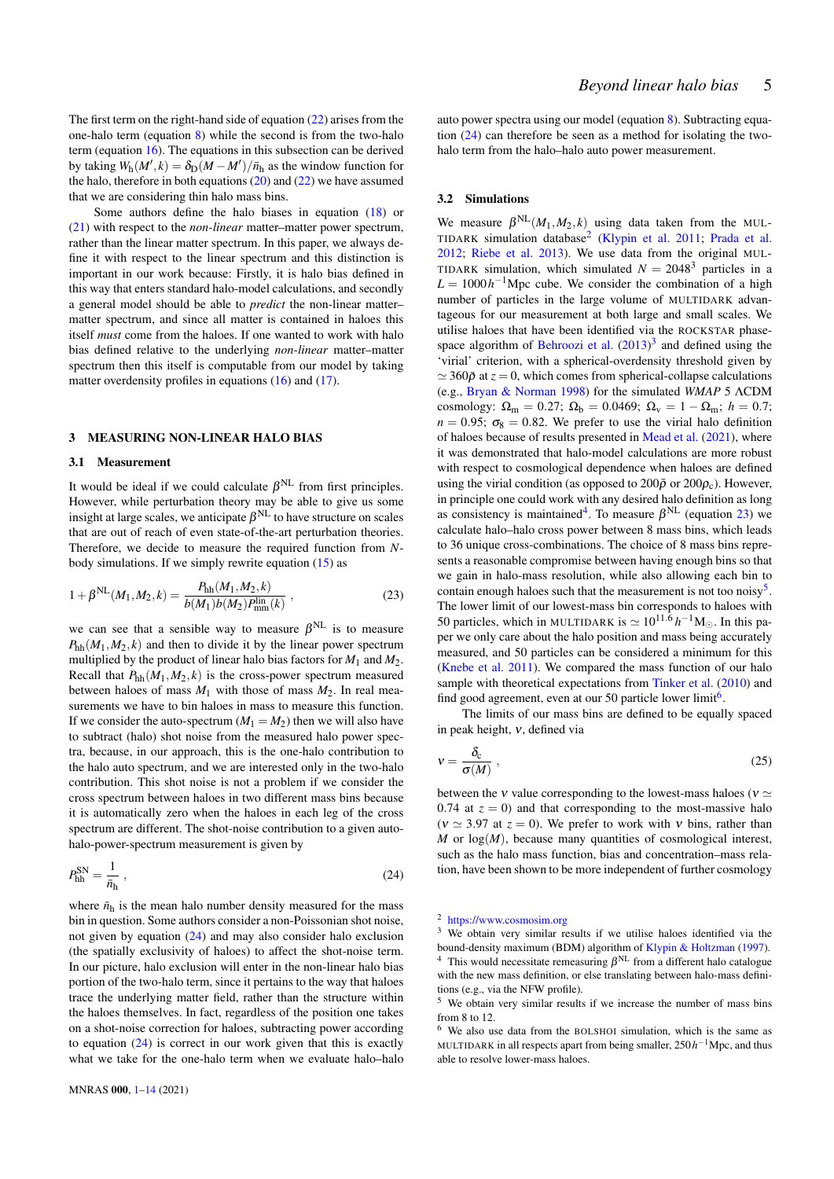The first term on the right-hand side of equation (22) arises from the one-halo term (equation 8) while the second is from the two-halo term (equation 16). The equations in this subsection can be derived by taking $W_{\rm h}(M',k) = \delta_{\rm D}(M-M')/\bar{n}_{\rm h}$ as the window function for the halo, therefore in both equations (20) and (22) we have assumed that we are considering thin halo mass bins.

Some authors define the halo biases in equation (18) or (21) with respect to the *non-linear* matter–matter power spectrum, rather than the linear matter spectrum. In this paper, we always define it with respect to the linear spectrum and this distinction is important in our work because: Firstly, it is halo bias defined in this way that enters standard halo-model calculations, and secondly a general model should be able to *predict* the non-linear matter–matter spectrum, and since all matter is contained in haloes this itself *must* come from the haloes. If one wanted to work with halo bias defined relative to the underlying *non-linear* matter–matter spectrum then this itself is computable from our model by taking matter overdensity profiles in equations (16) and (17).

## 3 MEASURING NON-LINEAR HALO BIAS

### 3.1 Measurement

It would be ideal if we could calculate $\beta^{\rm NL}$ from first principles. However, while perturbation theory may be able to give us some insight at large scales, we anticipate $\beta^{\rm NL}$ to have structure on scales that are out of reach of even state-of-the-art perturbation theories. Therefore, we decide to measure the required function from $N$-body simulations. If we simply rewrite equation (15) as

$$1+\beta^{\rm NL}(M_1,M_2,k) = \frac{P_{\rm hh}(M_1,M_2,k)}{b(M_1)b(M_2)P_{\rm mm}^{\rm lin}(k)} \ , \tag{23}$$

we can see that a sensible way to measure $\beta^{\rm NL}$ is to measure $P_{\rm hh}(M_1,M_2,k)$ and then to divide it by the linear power spectrum multiplied by the product of linear halo bias factors for $M_1$ and $M_2$. Recall that $P_{\rm hh}(M_1,M_2,k)$ is the cross-power spectrum measured between haloes of mass $M_1$ with those of mass $M_2$. In real measurements we have to bin haloes in mass to measure this function. If we consider the auto-spectrum ($M_1 = M_2$) then we will also have to subtract (halo) shot noise from the measured halo power spectra, because, in our approach, this is the one-halo contribution to the halo auto spectrum, and we are interested only in the two-halo contribution. This shot noise is not a problem if we consider the cross spectrum between haloes in two different mass bins because it is automatically zero when the haloes in each leg of the cross spectrum are different. The shot-noise contribution to a given auto-halo-power-spectrum measurement is given by

$$P_{\rm hh}^{\rm SN} = \frac{1}{\bar{n}_{\rm h}} \ , \tag{24}$$

where $\bar{n}_{\rm h}$ is the mean halo number density measured for the mass bin in question. Some authors consider a non-Poissonian shot noise, not given by equation (24) and may also consider halo exclusion (the spatially exclusivity of haloes) to affect the shot-noise term. In our picture, halo exclusion will enter in the non-linear halo bias portion of the two-halo term, since it pertains to the way that haloes trace the underlying matter field, rather than the structure within the haloes themselves. In fact, regardless of the position one takes on a shot-noise correction for haloes, subtracting power according to equation (24) is correct in our work given that this is exactly what we take for the one-halo term when we evaluate halo–halo auto power spectra using our model (equation 8). Subtracting equation (24) can therefore be seen as a method for isolating the two-halo term from the halo–halo auto power measurement.

### 3.2 Simulations

We measure $\beta^{\rm NL}(M_1,M_2,k)$ using data taken from the MULTIDARK simulation database[2] (Klypin et al. 2011; Prada et al. 2012; Riebe et al. 2013). We use data from the original MULTIDARK simulation, which simulated $N = 2048^3$ particles in a $L = 1000\,h^{-1}$Mpc cube. We consider the combination of a high number of particles in the large volume of MULTIDARK advantageous for our measurement at both large and small scales. We utilise haloes that have been identified via the ROCKSTAR phase-space algorithm of Behroozi et al. (2013)[3] and defined using the 'virial' criterion, which uses a spherical-overdensity threshold given by $\simeq 360\bar{\rho}$ at $z = 0$, which comes from spherical-collapse calculations (e.g., Bryan & Norman 1998) for the simulated *WMAP* 5 ΛCDM cosmology: $\Omega_{\rm m} = 0.27$; $\Omega_{\rm b} = 0.0469$; $\Omega_{\rm v} = 1-\Omega_{\rm m}$; $h = 0.7$; $n = 0.95$; $\sigma_8 = 0.82$. We prefer to use the virial halo definition of haloes because of results presented in Mead et al. (2021), where it was demonstrated that halo-model calculations are more robust with respect to cosmological dependence when haloes are defined using the virial condition (as opposed to $200\bar{\rho}$ or $200\rho_{\rm c}$). However, in principle one could work with any desired halo definition as long as consistency is maintained[4]. To measure $\beta^{\rm NL}$ (equation 23) we calculate halo–halo cross power spectra between 8 mass bins, which leads to 36 unique cross-combinations. The choice of 8 mass bins represents a reasonable compromise between having enough bins so that we gain in halo-mass resolution, while also allowing each bin to contain enough haloes such that the measurement is not too noisy[5]. The lower limit of our lowest-mass bin corresponds to haloes with 50 particles, which in MULTIDARK is $\simeq 10^{11.6}\,h^{-1}{\rm M}_\odot$. In this paper we only care about the halo position and mass being accurately measured, and 50 particles can be considered a minimum for this (Knebe et al. 2011). We compared the mass function of our halo sample with theoretical expectations from Tinker et al. (2010) and find good agreement, even at our 50 particle lower limit[6].

The limits of our mass bins are defined to be equally spaced in peak height, $\nu$, defined via

$$\nu = \frac{\delta_{\rm c}}{\sigma(M)} \ , \tag{25}$$

between the $\nu$ value corresponding to the lowest-mass haloes ($\nu \simeq 0.74$ at $z = 0$) and that corresponding to the most-massive halo ($\nu \simeq 3.97$ at $z = 0$). We prefer to work with $\nu$ bins, rather than $M$ or $\log(M)$, because many quantities of cosmological interest, such as the halo mass function, bias and concentration–mass relation, have been shown to be more independent of further cosmology

[2] https://www.cosmosim.org

[3] We obtain very similar results if we utilise haloes identified via the bound-density maximum (BDM) algorithm of Klypin & Holtzman (1997).

[4] This would necessitate remeasuring $\beta^{\rm NL}$ from a different halo catalogue with the new mass definition, or else translating between halo-mass definitions (e.g., via the NFW profile).

[5] We obtain very similar results if we increase the number of mass bins from 8 to 12.

[6] We also use data from the BOLSHOI simulation, which is the same as MULTIDARK in all respects apart from being smaller, $250\,h^{-1}$Mpc, and thus able to resolve lower-mass haloes.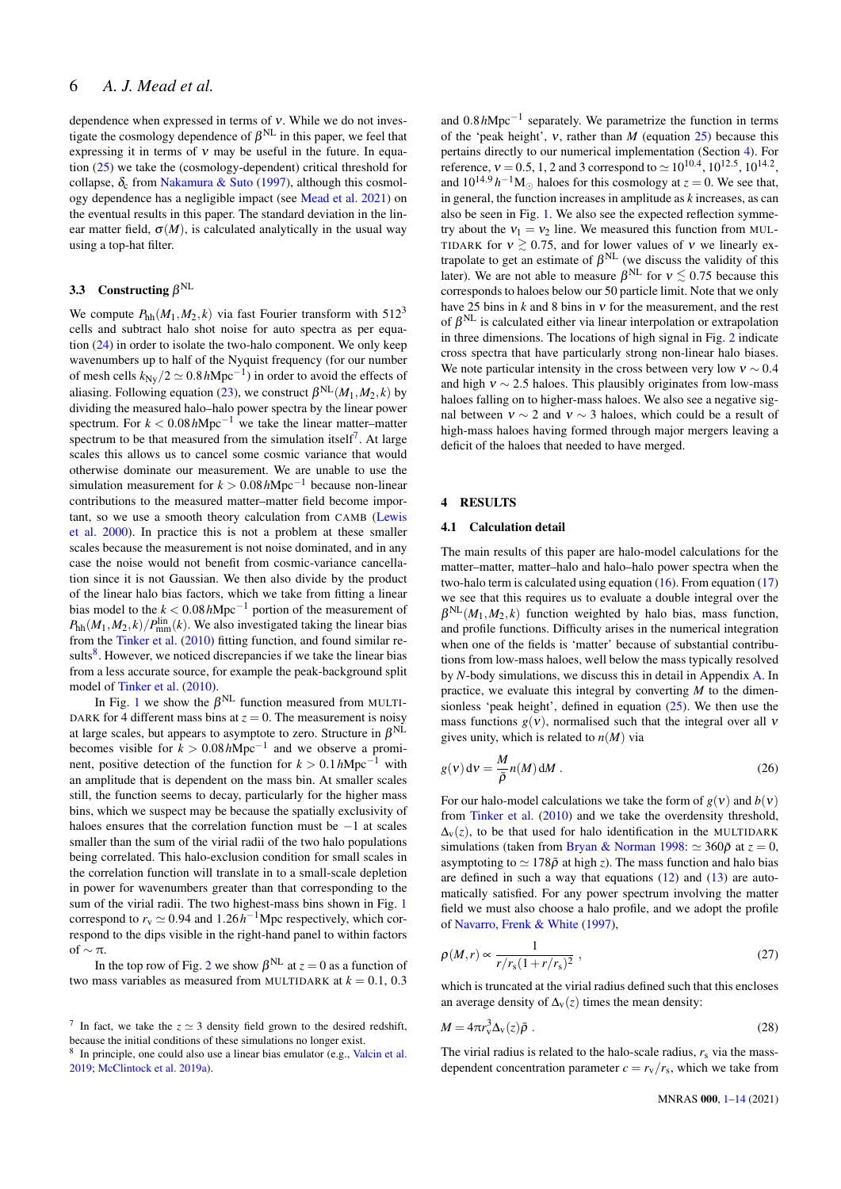dependence when expressed in terms of $\nu$. While we do not investigate the cosmology dependence of $\beta^{\rm NL}$ in this paper, we feel that expressing it in terms of $\nu$ may be useful in the future. In equation (25) we take the (cosmology-dependent) critical threshold for collapse, $\delta_{\rm c}$ from Nakamura & Suto (1997), although this cosmology dependence has a negligible impact (see Mead et al. 2021) on the eventual results in this paper. The standard deviation in the linear matter field, $\sigma(M)$, is calculated analytically in the usual way using a top-hat filter.

### 3.3 Constructing $\beta^{\rm NL}$

We compute $P_{\rm hh}(M_1,M_2,k)$ via fast Fourier transform with $512^3$ cells and subtract halo shot noise for auto spectra as per equation (24) in order to isolate the two-halo component. We only keep wavenumbers up to half of the Nyquist frequency (for our number of mesh cells $k_{\rm Ny}/2 \simeq 0.8\,h{\rm Mpc}^{-1}$) in order to avoid the effects of aliasing. Following equation (23), we construct $\beta^{\rm NL}(M_1,M_2,k)$ by dividing the measured halo–halo power spectra by the linear power spectrum. For $k < 0.08\,h{\rm Mpc}^{-1}$ we take the linear matter–matter spectrum to be that measured from the simulation itself[7]. At large scales this allows us to cancel some cosmic variance that would otherwise dominate our measurement. We are unable to use the simulation measurement for $k > 0.08\,h{\rm Mpc}^{-1}$ because non-linear contributions to the measured matter–matter field become important, so we use a smooth theory calculation from CAMB (Lewis et al. 2000). In practice this is not a problem at these smaller scales because the measurement is not noise dominated, and in any case the noise would not benefit from cosmic-variance cancellation since it is not Gaussian. We then also divide by the product of the linear halo bias factors, which we take from fitting a linear bias model to the $k < 0.08\,h{\rm Mpc}^{-1}$ portion of the measurement of $P_{\rm hh}(M_1,M_2,k)/P^{\rm lin}_{\rm mm}(k)$. We also investigated taking the linear bias from the Tinker et al. (2010) fitting function, and found similar results[8]. However, we noticed discrepancies if we take the linear bias from a less accurate source, for example the peak-background split model of Tinker et al. (2010).

In Fig. 1 we show the $\beta^{\rm NL}$ function measured from MULTIDARK for 4 different mass bins at $z = 0$. The measurement is noisy at large scales, but appears to asymptote to zero. Structure in $\beta^{\rm NL}$ becomes visible for $k > 0.08\,h{\rm Mpc}^{-1}$ and we observe a prominent, positive detection of the function for $k > 0.1\,h{\rm Mpc}^{-1}$ with an amplitude that is dependent on the mass bin. At smaller scales still, the function seems to decay, particularly for the higher mass bins, which we suspect may be because the spatially exclusivity of haloes ensures that the correlation function must be $-1$ at scales smaller than the sum of the virial radii of the two halo populations being correlated. This halo-exclusion condition for small scales in the correlation function will translate in to a small-scale depletion in power for wavenumbers greater than that corresponding to the sum of the virial radii. The two highest-mass bins shown in Fig. 1 correspond to $r_{\rm v} \simeq 0.94$ and $1.26\,h^{-1}{\rm Mpc}$ respectively, which correspond to the dips visible in the right-hand panel to within factors of $\sim \pi$.

In the top row of Fig. 2 we show $\beta^{\rm NL}$ at $z = 0$ as a function of two mass variables as measured from MULTIDARK at $k = 0.1$, $0.3$ and $0.8\,h{\rm Mpc}^{-1}$ separately. We parametrize the function in terms of the 'peak height', $\nu$, rather than $M$ (equation 25) because this pertains directly to our numerical implementation (Section 4). For reference, $\nu = 0.5$, $1$, $2$ and $3$ correspond to $\simeq 10^{10.4}$, $10^{12.5}$, $10^{14.2}$, and $10^{14.9}\,h^{-1}{\rm M}_\odot$ haloes for this cosmology at $z = 0$. We see that, in general, the function increases in amplitude as $k$ increases, as can also be seen in Fig. 1. We also see the expected reflection symmetry about the $\nu_1 = \nu_2$ line. We measured this function from MULTIDARK for $\nu \gtrsim 0.75$, and for lower values of $\nu$ we linearly extrapolate to get an estimate of $\beta^{\rm NL}$ (we discuss the validity of this later). We are not able to measure $\beta^{\rm NL}$ for $\nu \lesssim 0.75$ because this corresponds to haloes below our 50 particle limit. Note that we only have 25 bins in $k$ and 8 bins in $\nu$ for the measurement, and the rest of $\beta^{\rm NL}$ is calculated either via linear interpolation or extrapolation in three dimensions. The locations of high signal in Fig. 2 indicate cross spectra that have particularly strong non-linear halo biases. We note particular intensity in the cross between very low $\nu \sim 0.4$ and high $\nu \sim 2.5$ haloes. This plausibly originates from low-mass haloes falling on to higher-mass haloes. We also see a negative signal between $\nu \sim 2$ and $\nu \sim 3$ haloes, which could be a result of high-mass haloes having formed through major mergers leaving a deficit of the haloes that needed to have merged.

## 4 RESULTS

### 4.1 Calculation detail

The main results of this paper are halo-model calculations for the matter–matter, matter–halo and halo–halo power spectra when the two-halo term is calculated using equation (16). From equation (17) we see that this requires us to evaluate a double integral over the $\beta^{\rm NL}(M_1,M_2,k)$ function weighted by halo bias, mass function, and profile functions. Difficulty arises in the numerical integration when one of the fields is 'matter' because of substantial contributions from low-mass haloes, well below the mass typically resolved by $N$-body simulations, we discuss this in detail in Appendix A. In practice, we evaluate this integral by converting $M$ to the dimensionless 'peak height', defined in equation (25). We then use the mass functions $g(\nu)$, normalised such that the integral over all $\nu$ gives unity, which is related to $n(M)$ via

$$g(\nu)\,{\rm d}\nu = \frac{M}{\bar{\rho}}n(M)\,{\rm d}M\ . \tag{26}$$

For our halo-model calculations we take the form of $g(\nu)$ and $b(\nu)$ from Tinker et al. (2010) and we take the overdensity threshold, $\Delta_{\rm v}(z)$, to be that used for halo identification in the MULTIDARK simulations (taken from Bryan & Norman 1998: $\simeq 360\bar{\rho}$ at $z = 0$, asymptoting to $\simeq 178\bar{\rho}$ at high $z$). The mass function and halo bias are defined in such a way that equations (12) and (13) are automatically satisfied. For any power spectrum involving the matter field we must also choose a halo profile, and we adopt the profile of Navarro, Frenk & White (1997),

$$\rho(M,r) \propto \frac{1}{r/r_{\rm s}(1+r/r_{\rm s})^2}\ , \tag{27}$$

which is truncated at the virial radius defined such that this encloses an average density of $\Delta_{\rm v}(z)$ times the mean density:

$$M = 4\pi r_{\rm v}^3 \Delta_{\rm v}(z)\bar{\rho}\ . \tag{28}$$

The virial radius is related to the halo-scale radius, $r_{\rm s}$ via the mass-dependent concentration parameter $c = r_{\rm v}/r_{\rm s}$, which we take from

[7] In fact, we take the $z \simeq 3$ density field grown to the desired redshift, because the initial conditions of these simulations no longer exist.

[8] In principle, one could also use a linear bias emulator (e.g., Valcin et al. 2019; McClintock et al. 2019a).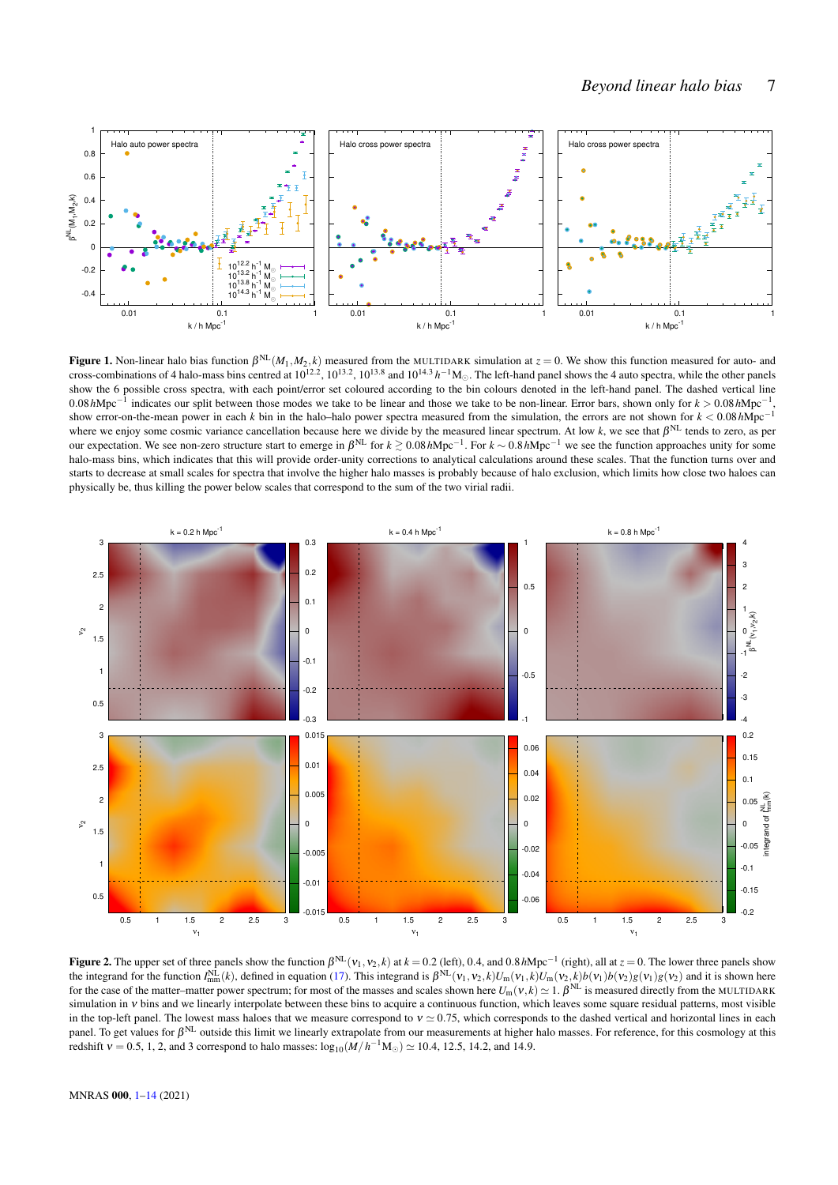**Figure 1.** Non-linear halo bias function $\beta^{\mathrm{NL}}(M_1, M_2, k)$ measured from the MULTIDARK simulation at $z = 0$. We show this function measured for auto- and cross-combinations of 4 halo-mass bins centred at $10^{12.2}$, $10^{13.2}$, $10^{13.8}$ and $10^{14.3}\,h^{-1}\mathrm{M}_\odot$. The left-hand panel shows the 4 auto spectra, while the other panels show the 6 possible cross spectra, with each point/error set coloured according to the bin colours denoted in the left-hand panel. The dashed vertical line $0.08\,h\mathrm{Mpc}^{-1}$ indicates our split between those modes we take to be linear and those we take to be non-linear. Error bars, shown only for $k > 0.08\,h\mathrm{Mpc}^{-1}$, show error-on-the-mean power in each $k$ bin in the halo–halo power spectra measured from the simulation, the errors are not shown for $k < 0.08\,h\mathrm{Mpc}^{-1}$ where we enjoy some cosmic variance cancellation because here we divide by the measured linear spectrum. At low $k$, we see that $\beta^{\mathrm{NL}}$ tends to zero, as per our expectation. We see non-zero structure start to emerge in $\beta^{\mathrm{NL}}$ for $k \gtrsim 0.08\,h\mathrm{Mpc}^{-1}$. For $k \sim 0.8\,h\mathrm{Mpc}^{-1}$ we see the function approaches unity for some halo-mass bins, which indicates that this will provide order-unity corrections to analytical calculations around these scales. That the function turns over and starts to decrease at small scales for spectra that involve the higher halo masses is probably because of halo exclusion, which limits how close two haloes can physically be, thus killing the power below scales that correspond to the sum of the two virial radii.

**Figure 2.** The upper set of three panels show the function $\beta^{\mathrm{NL}}(\nu_1, \nu_2, k)$ at $k = 0.2$ (left), 0.4, and $0.8\,h\mathrm{Mpc}^{-1}$ (right), all at $z = 0$. The lower three panels show the integrand for the function $I^{\mathrm{NL}}_{\mathrm{mm}}(k)$, defined in equation (17). This integrand is $\beta^{\mathrm{NL}}(\nu_1, \nu_2, k)U_{\mathrm{m}}(\nu_1, k)U_{\mathrm{m}}(\nu_2, k)b(\nu_1)b(\nu_2)g(\nu_1)g(\nu_2)$ and it is shown here for the case of the matter–matter power spectrum; for most of the masses and scales shown here $U_{\mathrm{m}}(\nu, k) \simeq 1$. $\beta^{\mathrm{NL}}$ is measured directly from the MULTIDARK simulation in $\nu$ bins and we linearly interpolate between these bins to acquire a continuous function, which leaves some square residual patterns, most visible in the top-left panel. The lowest mass haloes that we measure correspond to $\nu \simeq 0.75$, which corresponds to the dashed vertical and horizontal lines in each panel. To get values for $\beta^{\mathrm{NL}}$ outside this limit we linearly extrapolate from our measurements at higher halo masses. For reference, for this cosmology at this redshift $\nu = 0.5$, 1, 2, and 3 correspond to halo masses: $\log_{10}(M/h^{-1}\mathrm{M}_\odot) \simeq 10.4$, 12.5, 14.2, and 14.9.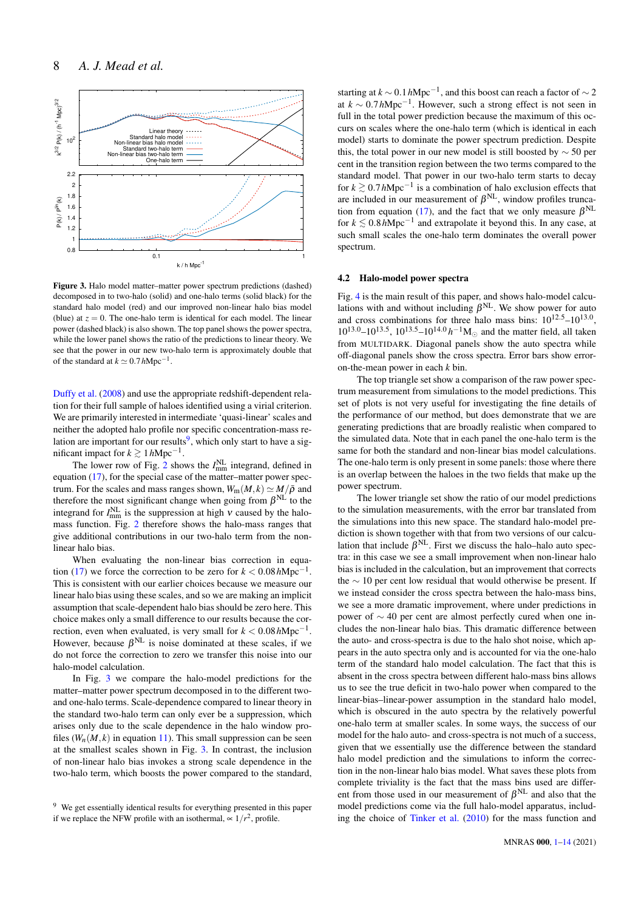**Figure 3.** Halo model matter–matter power spectrum predictions (dashed) decomposed in to two-halo (solid) and one-halo terms (solid black) for the standard halo model (red) and our improved non-linear halo bias model (blue) at $z = 0$. The one-halo term is identical for each model. The linear power (dashed black) is also shown. The top panel shows the power spectra, while the lower panel shows the ratio of the predictions to linear theory. We see that the power in our new two-halo term is approximately double that of the standard at $k \simeq 0.7\,h\mathrm{Mpc}^{-1}$.

Duffy et al. (2008) and use the appropriate redshift-dependent relation for their full sample of haloes identified using a virial criterion. We are primarily interested in intermediate 'quasi-linear' scales and neither the adopted halo profile nor specific concentration-mass relation are important for our results[9], which only start to have a significant impact for $k \gtrsim 1\,h\mathrm{Mpc}^{-1}$.

The lower row of Fig. 2 shows the $I^{\mathrm{NL}}_{\mathrm{mm}}$ integrand, defined in equation (17), for the special case of the matter–matter power spectrum. For the scales and mass ranges shown, $W_{\mathrm{m}}(M,k) \simeq M/\bar{\rho}$ and therefore the most significant change when going from $\beta^{\mathrm{NL}}$ to the integrand for $I^{\mathrm{NL}}_{\mathrm{mm}}$ is the suppression at high $\nu$ caused by the halo-mass function. Fig. 2 therefore shows the halo-mass ranges that give additional contributions in our two-halo term from the non-linear halo bias.

When evaluating the non-linear bias correction in equation (17) we force the correction to be zero for $k < 0.08\,h\mathrm{Mpc}^{-1}$. This is consistent with our earlier choices because we measure our linear halo bias using these scales, and so we are making an implicit assumption that scale-dependent halo bias should be zero here. This choice makes only a small difference to our results because the correction, even when evaluated, is very small for $k < 0.08\,h\mathrm{Mpc}^{-1}$. However, because $\beta^{\mathrm{NL}}$ is noise dominated at these scales, if we do not force the correction to zero we transfer this noise into our halo-model calculation.

In Fig. 3 we compare the halo-model predictions for the matter–matter power spectrum decomposed in to the different two- and one-halo terms. Scale-dependence compared to linear theory in the standard two-halo term can only ever be a suppression, which arises only due to the scale dependence in the halo window profiles ($W_n(M,k)$ in equation 11). This small suppression can be seen at the smallest scales shown in Fig. 3. In contrast, the inclusion of non-linear halo bias invokes a strong scale dependence in the two-halo term, which boosts the power compared to the standard, starting at $k \sim 0.1\,h\mathrm{Mpc}^{-1}$, and this boost can reach a factor of $\sim 2$ at $k \sim 0.7\,h\mathrm{Mpc}^{-1}$. However, such a strong effect is not seen in full in the total power prediction because the maximum of this occurs on scales where the one-halo term (which is identical in each model) starts to dominate the power spectrum prediction. Despite this, the total power in our new model is still boosted by $\sim 50$ per cent in the transition region between the two terms compared to the standard model. That power in our two-halo term starts to decay for $k \gtrsim 0.7\,h\mathrm{Mpc}^{-1}$ is a combination of halo exclusion effects that are included in our measurement of $\beta^{\mathrm{NL}}$, window profiles truncation from equation (17), and the fact that we only measure $\beta^{\mathrm{NL}}$ for $k \lesssim 0.8\,h\mathrm{Mpc}^{-1}$ and extrapolate it beyond this. In any case, at such small scales the one-halo term dominates the overall power spectrum.

### 4.2 Halo-model power spectra

Fig. 4 is the main result of this paper, and shows halo-model calculations with and without including $\beta^{\mathrm{NL}}$. We show power for auto and cross combinations for three halo mass bins: $10^{12.5}$–$10^{13.0}$, $10^{13.0}$–$10^{13.5}$, $10^{13.5}$–$10^{14.0}\,h^{-1}\mathrm{M}_{\odot}$ and the matter field, all taken from MULTIDARK. Diagonal panels show the auto spectra while off-diagonal panels show the cross spectra. Error bars show error-on-the-mean power in each $k$ bin.

The top triangle set show a comparison of the raw power spectrum measurement from simulations to the model predictions. This set of plots is not very useful for investigating the fine details of the performance of our method, but does demonstrate that we are generating predictions that are broadly realistic when compared to the simulated data. Note that in each panel the one-halo term is the same for both the standard and non-linear bias model calculations. The one-halo term is only present in some panels: those where there is an overlap between the haloes in the two fields that make up the power spectrum.

The lower triangle set show the ratio of our model predictions to the simulation measurements, with the error bar translated from the simulations into this new space. The standard halo-model prediction is shown together with that from two versions of our calculation that include $\beta^{\mathrm{NL}}$. First we discuss the halo–halo auto spectra: in this case we see a small improvement when non-linear halo bias is included in the calculation, but an improvement that corrects the $\sim 10$ per cent low residual that would otherwise be present. If we instead consider the cross spectra between the halo-mass bins, we see a more dramatic improvement, where under predictions in power of $\sim 40$ per cent are almost perfectly cured when one includes the non-linear halo bias. This dramatic difference between the auto- and cross-spectra is due to the halo shot noise, which appears in the auto spectra only and is accounted for via the one-halo term of the standard halo model calculation. The fact that this is absent in the cross spectra between different halo-mass bins allows us to see the true deficit in two-halo power when compared to the linear-bias–linear-power assumption in the standard halo model, which is obscured in the auto spectra by the relatively powerful one-halo term at smaller scales. In some ways, the success of our model for the halo auto- and cross-spectra is not much of a success, given that we essentially use the difference between the standard halo model prediction and the simulations to inform the correction in the non-linear halo bias model. What saves these plots from complete triviality is the fact that the mass bins used are different from those used in our measurement of $\beta^{\mathrm{NL}}$ and also that the model predictions come via the full halo-model apparatus, including the choice of Tinker et al. (2010) for the mass function and

[9] We get essentially identical results for everything presented in this paper if we replace the NFW profile with an isothermal, $\propto 1/r^2$, profile.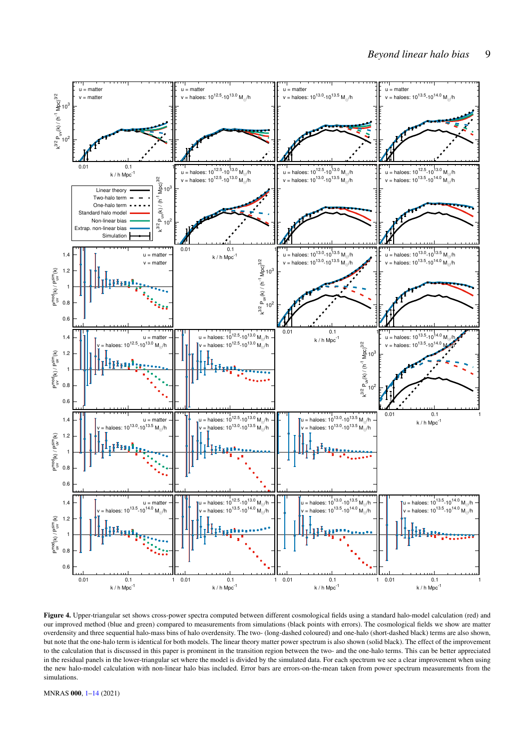**Figure 4.** Upper-triangular set shows cross-power spectra computed between different cosmological fields using a standard halo-model calculation (red) and our improved method (blue and green) compared to measurements from simulations (black points with errors). The cosmological fields we show are matter overdensity and three sequential halo-mass bins of halo overdensity. The two- (long-dashed coloured) and one-halo (short-dashed black) terms are also shown, but note that the one-halo term is identical for both models. The linear theory matter power spectrum is also shown (solid black). The effect of the improvement to the calculation that is discussed in this paper is prominent in the transition region between the two- and the one-halo terms. This can be better appreciated in the residual panels in the lower-triangular set where the model is divided by the simulated data. For each spectrum we see a clear improvement when using the new halo-model calculation with non-linear halo bias included. Error bars are errors-on-the-mean taken from power spectrum measurements from the simulations.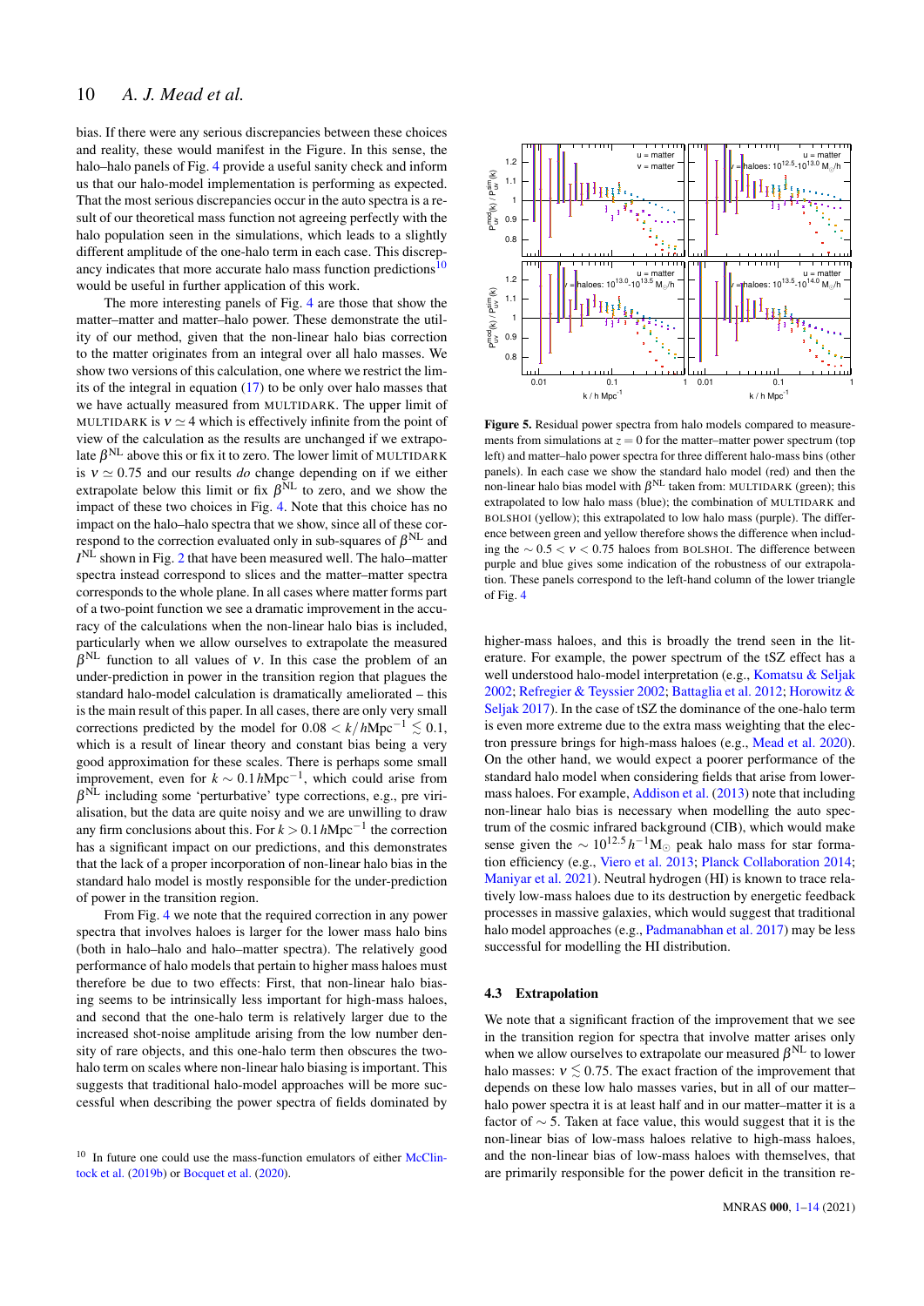bias. If there were any serious discrepancies between these choices and reality, these would manifest in the Figure. In this sense, the halo–halo panels of Fig. 4 provide a useful sanity check and inform us that our halo-model implementation is performing as expected. That the most serious discrepancies occur in the auto spectra is a result of our theoretical mass function not agreeing perfectly with the halo population seen in the simulations, which leads to a slightly different amplitude of the one-halo term in each case. This discrepancy indicates that more accurate halo mass function predictions[10] would be useful in further application of this work.

The more interesting panels of Fig. 4 are those that show the matter–matter and matter–halo power. These demonstrate the utility of our method, given that the non-linear halo bias correction to the matter originates from an integral over all halo masses. We show two versions of this calculation, one where we restrict the limits of the integral in equation (17) to be only over halo masses that we have actually measured from MULTIDARK. The upper limit of MULTIDARK is $\nu \simeq 4$ which is effectively infinite from the point of view of the calculation as the results are unchanged if we extrapolate $\beta^{\rm NL}$ above this or fix it to zero. The lower limit of MULTIDARK is $\nu \simeq 0.75$ and our results *do* change depending on if we either extrapolate below this limit or fix $\beta^{\rm NL}$ to zero, and we show the impact of these two choices in Fig. 4. Note that this choice has no impact on the halo–halo spectra that we show, since all of these correspond to the correction evaluated only in sub-squares of $\beta^{\rm NL}$ and $I^{\rm NL}$ shown in Fig. 2 that have been measured well. The halo–matter spectra instead correspond to slices and the matter–matter spectra corresponds to the whole plane. In all cases where matter forms part of a two-point function we see a dramatic improvement in the accuracy of the calculations when the non-linear halo bias is included, particularly when we allow ourselves to extrapolate the measured $\beta^{\rm NL}$ function to all values of $\nu$. In this case the problem of an under-prediction in power in the transition region that plagues the standard halo-model calculation is dramatically ameliorated – this is the main result of this paper. In all cases, there are only very small corrections predicted by the model for $0.08 < k/\,h{\rm Mpc}^{-1} \lesssim 0.1$, which is a result of linear theory and constant bias being a very good approximation for these scales. There is perhaps some small improvement, even for $k \sim 0.1\,h{\rm Mpc}^{-1}$, which could arise from $\beta^{\rm NL}$ including some 'perturbative' type corrections, e.g., pre virialisation, but the data are quite noisy and we are unwilling to draw any firm conclusions about this. For $k > 0.1\,h{\rm Mpc}^{-1}$ the correction has a significant impact on our predictions, and this demonstrates that the lack of a proper incorporation of non-linear halo bias in the standard halo model is mostly responsible for the under-prediction of power in the transition region.

From Fig. 4 we note that the required correction in any power spectra that involves haloes is larger for the lower mass halo bins (both in halo–halo and halo–matter spectra). The relatively good performance of halo models that pertain to higher mass haloes must therefore be due to two effects: First, that non-linear halo biasing seems to be intrinsically less important for high-mass haloes, and second that the one-halo term is relatively larger due to the increased shot-noise amplitude arising from the low number density of rare objects, and this one-halo term then obscures the two-halo term on scales where non-linear halo biasing is important. This suggests that traditional halo-model approaches will be more successful when describing the power spectra of fields dominated by higher-mass haloes, and this is broadly the trend seen in the literature. For example, the power spectrum of the tSZ effect has a well understood halo-model interpretation (e.g., Komatsu & Seljak 2002; Refregier & Teyssier 2002; Battaglia et al. 2012; Horowitz & Seljak 2017). In the case of tSZ the dominance of the one-halo term is even more extreme due to the extra mass weighting that the electron pressure brings for high-mass haloes (e.g., Mead et al. 2020). On the other hand, we would expect a poorer performance of the standard halo model when considering fields that arise from lower-mass haloes. For example, Addison et al. (2013) note that including non-linear halo bias is necessary when modelling the auto spectrum of the cosmic infrared background (CIB), which would make sense given the $\sim 10^{12.5}\,h^{-1}{\rm M}_\odot$ peak halo mass for star formation efficiency (e.g., Viero et al. 2013; Planck Collaboration 2014; Maniyar et al. 2021). Neutral hydrogen (HI) is known to trace relatively low-mass haloes due to its destruction by energetic feedback processes in massive galaxies, which would suggest that traditional halo model approaches (e.g., Padmanabhan et al. 2017) may be less successful for modelling the HI distribution.

**Figure 5.** Residual power spectra from halo models compared to measurements from simulations at $z = 0$ for the matter–matter power spectrum (top left) and matter–halo power spectra for three different halo-mass bins (other panels). In each case we show the standard halo model (red) and then the non-linear halo bias model with $\beta^{\rm NL}$ taken from: MULTIDARK (green); this extrapolated to low halo mass (blue); the combination of MULTIDARK and BOLSHOI (yellow); this extrapolated to low halo mass (purple). The difference between green and yellow therefore shows the difference when including the $\sim 0.5 < \nu < 0.75$ haloes from BOLSHOI. The difference between purple and blue gives some indication of the robustness of our extrapolation. These panels correspond to the left-hand column of the lower triangle of Fig. 4

### 4.3 Extrapolation

We note that a significant fraction of the improvement that we see in the transition region for spectra that involve matter arises only when we allow ourselves to extrapolate our measured $\beta^{\rm NL}$ to lower halo masses: $\nu \lesssim 0.75$. The exact fraction of the improvement that depends on these low halo masses varies, but in all of our matter–halo power spectra it is at least half and in our matter–matter it is a factor of $\sim 5$. Taken at face value, this would suggest that it is the non-linear bias of low-mass haloes relative to high-mass haloes, and the non-linear bias of low-mass haloes with themselves, that are primarily responsible for the power deficit in the transition re-

[10] In future one could use the mass-function emulators of either McClintock et al. (2019b) or Bocquet et al. (2020).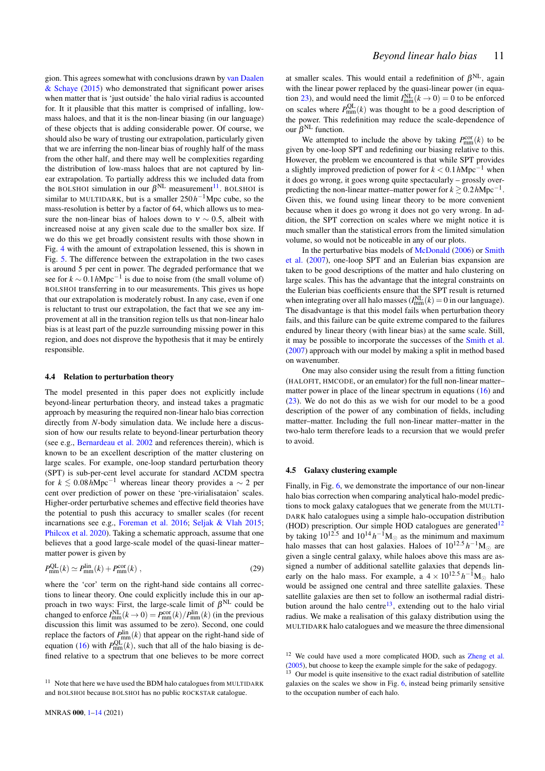gion. This agrees somewhat with conclusions drawn by van Daalen & Schaye (2015) who demonstrated that significant power arises when matter that is 'just outside' the halo virial radius is accounted for. It it plausible that this matter is comprised of infalling, low-mass haloes, and that it is the non-linear biasing (in our language) of these objects that is adding considerable power. Of course, we should also be wary of trusting our extrapolation, particularly given that we are inferring the non-linear bias of roughly half of the mass from the other half, and there may well be complexities regarding the distribution of low-mass haloes that are not captured by linear extrapolation. To partially address this we included data from the BOLSHOI simulation in our $\beta^{\rm NL}$ measurement[11]. BOLSHOI is similar to MULTIDARK, but is a smaller $250\,h^{-1}$Mpc cube, so the mass-resolution is better by a factor of 64, which allows us to measure the non-linear bias of haloes down to $\nu \sim 0.5$, albeit with increased noise at any given scale due to the smaller box size. If we do this we get broadly consistent results with those shown in Fig. 4 with the amount of extrapolation lessened, this is shown in Fig. 5. The difference between the extrapolation in the two cases is around 5 per cent in power. The degraded performance that we see for $k \sim 0.1\,h$Mpc$^{-1}$ is due to noise from (the small volume of) BOLSHOI transferring in to our measurements. This gives us hope that our extrapolation is moderately robust. In any case, even if one is reluctant to trust our extrapolation, the fact that we see any improvement at all in the transition region tells us that non-linear halo bias is at least part of the puzzle surrounding missing power in this region, and does not disprove the hypothesis that it may be entirely responsible.

### 4.4 Relation to perturbation theory

The model presented in this paper does not explicitly include beyond-linear perturbation theory, and instead takes a pragmatic approach by measuring the required non-linear halo bias correction directly from $N$-body simulation data. We include here a discussion of how our results relate to beyond-linear perturbation theory (see e.g., Bernardeau et al. 2002 and references therein), which is known to be an excellent description of the matter clustering on large scales. For example, one-loop standard perturbation theory (SPT) is sub-per-cent level accurate for standard ΛCDM spectra for $k \lesssim 0.08\,h$Mpc$^{-1}$ whereas linear theory provides a $\sim 2$ per cent over prediction of power on these 'pre-virialisataion' scales. Higher-order perturbative schemes and effective field theories have the potential to push this accuracy to smaller scales (for recent incarnations see e.g., Foreman et al. 2016; Seljak & Vlah 2015; Philcox et al. 2020). Taking a schematic approach, assume that one believes that a good large-scale model of the quasi-linear matter–matter power is given by

$$P^{\rm QL}_{\rm mm}(k) \simeq P^{\rm lin}_{\rm mm}(k) + P^{\rm cor}_{\rm mm}(k)\ , \tag{29}$$

where the 'cor' term on the right-hand side contains all corrections to linear theory. One could explicitly include this in our approach in two ways: First, the large-scale limit of $\beta^{\rm NL}$ could be changed to enforce $I^{\rm NL}_{\rm mm}(k \to 0) = P^{\rm cor}_{\rm mm}(k)/P^{\rm lin}_{\rm mm}(k)$ (in the previous discussion this limit was assumed to be zero). Second, one could replace the factors of $P^{\rm lin}_{\rm mm}(k)$ that appear on the right-hand side of equation (16) with $P^{\rm QL}_{\rm mm}(k)$, such that all of the halo biasing is defined relative to a spectrum that one believes to be more correct at smaller scales. This would entail a redefinition of $\beta^{\rm NL}$, again with the linear power replaced by the quasi-linear power (in equation 23), and would need the limit $I^{\rm NL}_{\rm mm}(k \to 0) = 0$ to be enforced on scales where $P^{\rm QL}_{\rm mm}(k)$ was thought to be a good description of the power. This redefinition may reduce the scale-dependence of our $\beta^{\rm NL}$ function.

We attempted to include the above by taking $P^{\rm cor}_{\rm mm}(k)$ to be given by one-loop SPT and redefining our biasing relative to this. However, the problem we encountered is that while SPT provides a slightly improved prediction of power for $k < 0.1\,h$Mpc$^{-1}$ when it does go wrong, it goes wrong quite spectacularly – grossly overpredicting the non-linear matter–matter power for $k \gtrsim 0.2\,h$Mpc$^{-1}$. Given this, we found using linear theory to be more convenient because when it does go wrong it does not go very wrong. In addition, the SPT correction on scales where we might notice it is much smaller than the statistical errors from the limited simulation volume, so would not be noticeable in any of our plots.

In the perturbative bias models of McDonald (2006) or Smith et al. (2007), one-loop SPT and an Eulerian bias expansion are taken to be good descriptions of the matter and halo clustering on large scales. This has the advantage that the integral constraints on the Eulerian bias coefficients ensure that the SPT result is returned when integrating over all halo masses ($I^{\rm NL}_{\rm mm}(k) = 0$ in our language). The disadvantage is that this model fails when perturbation theory fails, and this failure can be quite extreme compared to the failures endured by linear theory (with linear bias) at the same scale. Still, it may be possible to incorporate the successes of the Smith et al. (2007) approach with our model by making a split in method based on wavenumber.

One may also consider using the result from a fitting function (HALOFIT, HMCODE, or an emulator) for the full non-linear matter–matter power in place of the linear spectrum in equations (16) and (23). We do not do this as we wish for our model to be a good description of the power of any combination of fields, including matter–matter. Including the full non-linear matter–matter in the two-halo term therefore leads to a recursion that we would prefer to avoid.

### 4.5 Galaxy clustering example

Finally, in Fig. 6, we demonstrate the importance of our non-linear halo bias correction when comparing analytical halo-model predictions to mock galaxy catalogues that we generate from the MULTIDARK halo catalogues using a simple halo-occupation distribution (HOD) prescription. Our simple HOD catalogues are generated[12] by taking $10^{12.5}$ and $10^{14}\,h^{-1}$M$_\odot$ as the minimum and maximum halo masses that can host galaxies. Haloes of $10^{12.5}\,h^{-1}$M$_\odot$ are given a single central galaxy, while haloes above this mass are assigned a number of additional satellite galaxies that depends linearly on the halo mass. For example, a $4 \times 10^{12.5}\,h^{-1}$M$_\odot$ halo would be assigned one central and three satellite galaxies. These satellite galaxies are then set to follow an isothermal radial distribution around the halo centre[13], extending out to the halo virial radius. We make a realisation of this galaxy distribution using the MULTIDARK halo catalogues and we measure the three dimensional

[11] Note that here we have used the BDM halo catalogues from MULTIDARK and BOLSHOI because BOLSHOI has no public ROCKSTAR catalogue.

[12] We could have used a more complicated HOD, such as Zheng et al. (2005), but choose to keep the example simple for the sake of pedagogy.

[13] Our model is quite insensitive to the exact radial distribution of satellite galaxies on the scales we show in Fig. 6, instead being primarily sensitive to the occupation number of each halo.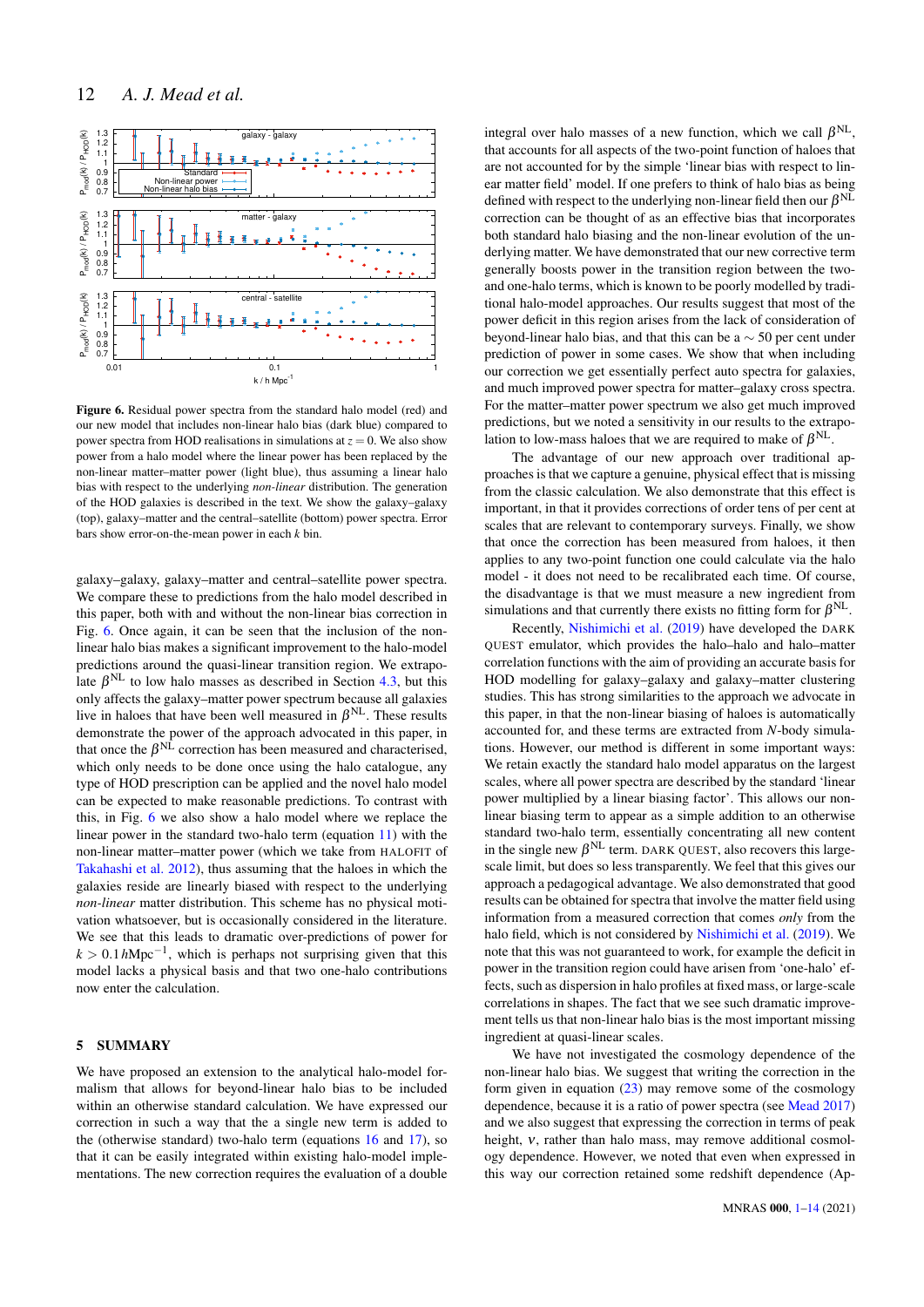**Figure 6.** Residual power spectra from the standard halo model (red) and our new model that includes non-linear halo bias (dark blue) compared to power spectra from HOD realisations in simulations at $z = 0$. We also show power from a halo model where the linear power has been replaced by the non-linear matter–matter power (light blue), thus assuming a linear halo bias with respect to the underlying *non-linear* distribution. The generation of the HOD galaxies is described in the text. We show the galaxy–galaxy (top), galaxy–matter and the central–satellite (bottom) power spectra. Error bars show error-on-the-mean power in each $k$ bin.

galaxy–galaxy, galaxy–matter and central–satellite power spectra. We compare these to predictions from the halo model described in this paper, both with and without the non-linear bias correction in Fig. 6. Once again, it can be seen that the inclusion of the non-linear halo bias makes a significant improvement to the halo-model predictions around the quasi-linear transition region. We extrapolate $\beta^{\mathrm{NL}}$ to low halo masses as described in Section 4.3, but this only affects the galaxy–matter power spectrum because all galaxies live in haloes that have been well measured in $\beta^{\mathrm{NL}}$. These results demonstrate the power of the approach advocated in this paper, in that once the $\beta^{\mathrm{NL}}$ correction has been measured and characterised, which only needs to be done once using the halo catalogue, any type of HOD prescription can be applied and the novel halo model can be expected to make reasonable predictions. To contrast with this, in Fig. 6 we also show a halo model where we replace the linear power in the standard two-halo term (equation 11) with the non-linear matter–matter power (which we take from HALOFIT of Takahashi et al. 2012), thus assuming that the haloes in which the galaxies reside are linearly biased with respect to the underlying *non-linear* matter distribution. This scheme has no physical motivation whatsoever, but is occasionally considered in the literature. We see that this leads to dramatic over-predictions of power for $k > 0.1\,h\mathrm{Mpc}^{-1}$, which is perhaps not surprising given that this model lacks a physical basis and that two one-halo contributions now enter the calculation.

## 5 SUMMARY

We have proposed an extension to the analytical halo-model formalism that allows for beyond-linear halo bias to be included within an otherwise standard calculation. We have expressed our correction in such a way that the a single new term is added to the (otherwise standard) two-halo term (equations 16 and 17), so that it can be easily integrated within existing halo-model implementations. The new correction requires the evaluation of a double integral over halo masses of a new function, which we call $\beta^{\mathrm{NL}}$, that accounts for all aspects of the two-point function of haloes that are not accounted for by the simple 'linear bias with respect to linear matter field' model. If one prefers to think of halo bias as being defined with respect to the underlying non-linear field then our $\beta^{\mathrm{NL}}$ correction can be thought of as an effective bias that incorporates both standard halo biasing and the non-linear evolution of the underlying matter. We have demonstrated that our new corrective term generally boosts power in the transition region between the two- and one-halo terms, which is known to be poorly modelled by traditional halo-model approaches. Our results suggest that most of the power deficit in this region arises from the lack of consideration of beyond-linear halo bias, and that this can be a $\sim 50$ per cent under prediction of power in some cases. We show that when including our correction we get essentially perfect auto spectra for galaxies, and much improved power spectra for matter–galaxy cross spectra. For the matter–matter power spectrum we also get much improved predictions, but we noted a sensitivity in our results to the extrapolation to low-mass haloes that we are required to make of $\beta^{\mathrm{NL}}$.

The advantage of our new approach over traditional approaches is that we capture a genuine, physical effect that is missing from the classic calculation. We also demonstrate that this effect is important, in that it provides corrections of order tens of per cent at scales that are relevant to contemporary surveys. Finally, we show that once the correction has been measured from haloes, it then applies to any two-point function one could calculate via the halo model - it does not need to be recalibrated each time. Of course, the disadvantage is that we must measure a new ingredient from simulations and that currently there exists no fitting form for $\beta^{\mathrm{NL}}$.

Recently, Nishimichi et al. (2019) have developed the DARK QUEST emulator, which provides the halo–halo and halo–matter correlation functions with the aim of providing an accurate basis for HOD modelling for galaxy–galaxy and galaxy–matter clustering studies. This has strong similarities to the approach we advocate in this paper, in that the non-linear biasing of haloes is automatically accounted for, and these terms are extracted from $N$-body simulations. However, our method is different in some important ways: We retain exactly the standard halo model apparatus on the largest scales, where all power spectra are described by the standard 'linear power multiplied by a linear biasing factor'. This allows our non-linear biasing term to appear as a simple addition to an otherwise standard two-halo term, essentially concentrating all new content in the single new $\beta^{\mathrm{NL}}$ term. DARK QUEST, also recovers this large-scale limit, but does so less transparently. We feel that this gives our approach a pedagogical advantage. We also demonstrated that good results can be obtained for spectra that involve the matter field using information from a measured correction that comes *only* from the halo field, which is not considered by Nishimichi et al. (2019). We note that this was not guaranteed to work, for example the deficit in power in the transition region could have arisen from 'one-halo' effects, such as dispersion in halo profiles at fixed mass, or large-scale correlations in shapes. The fact that we see such dramatic improvement tells us that non-linear halo bias is the most important missing ingredient at quasi-linear scales.

We have not investigated the cosmology dependence of the non-linear halo bias. We suggest that writing the correction in the form given in equation (23) may remove some of the cosmology dependence, because it is a ratio of power spectra (see Mead 2017) and we also suggest that expressing the correction in terms of peak height, $\nu$, rather than halo mass, may remove additional cosmology dependence. However, we noted that even when expressed in this way our correction retained some redshift dependence (Ap-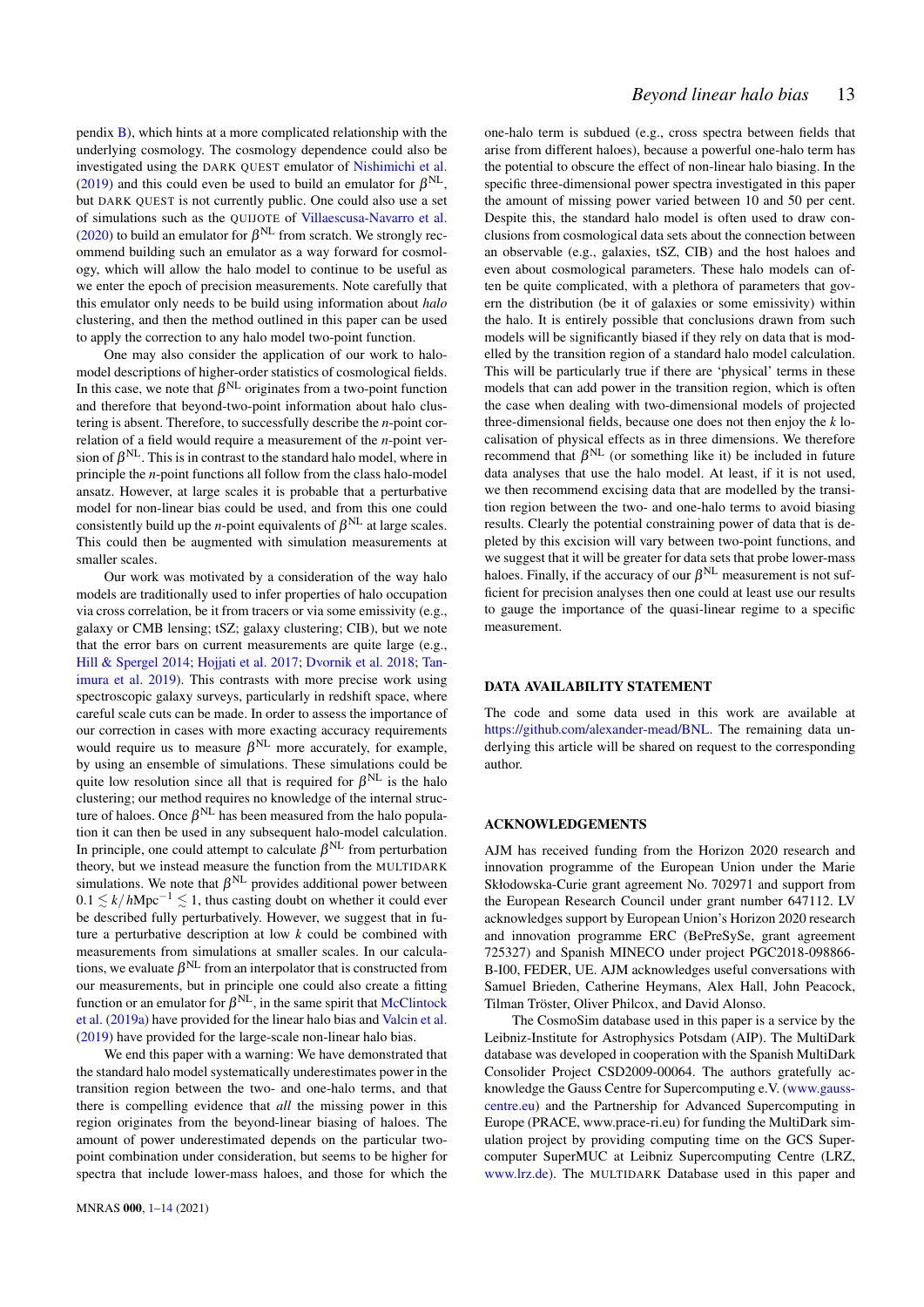pendix B), which hints at a more complicated relationship with the underlying cosmology. The cosmology dependence could also be investigated using the DARK QUEST emulator of Nishimichi et al. (2019) and this could even be used to build an emulator for $\beta^{\rm NL}$, but DARK QUEST is not currently public. One could also use a set of simulations such as the QUIJOTE of Villaescusa-Navarro et al. (2020) to build an emulator for $\beta^{\rm NL}$ from scratch. We strongly recommend building such an emulator as a way forward for cosmology, which will allow the halo model to continue to be useful as we enter the epoch of precision measurements. Note carefully that this emulator only needs to be build using information about *halo* clustering, and then the method outlined in this paper can be used to apply the correction to any halo model two-point function.

One may also consider the application of our work to halo-model descriptions of higher-order statistics of cosmological fields. In this case, we note that $\beta^{\rm NL}$ originates from a two-point function and therefore that beyond-two-point information about halo clustering is absent. Therefore, to successfully describe the $n$-point correlation of a field would require a measurement of the $n$-point version of $\beta^{\rm NL}$. This is in contrast to the standard halo model, where in principle the $n$-point functions all follow from the class halo-model ansatz. However, at large scales it is probable that a perturbative model for non-linear bias could be used, and from this one could consistently build up the $n$-point equivalents of $\beta^{\rm NL}$ at large scales. This could then be augmented with simulation measurements at smaller scales.

Our work was motivated by a consideration of the way halo models are traditionally used to infer properties of halo occupation via cross correlation, be it from tracers or via some emissivity (e.g., galaxy or CMB lensing; tSZ, galaxy clustering; CIB), but we note that the error bars on current measurements are quite large (e.g., Hill & Spergel 2014; Hojjati et al. 2017; Dvornik et al. 2018; Tanimura et al. 2019). This contrasts with more precise work using spectroscopic galaxy surveys, particularly in redshift space, where careful scale cuts can be made. In order to assess the importance of our correction in cases with more exacting accuracy requirements would require us to measure $\beta^{\rm NL}$ more accurately, for example, by using an ensemble of simulations. These simulations could be quite low resolution since all that is required for $\beta^{\rm NL}$ is the halo clustering; our method requires no knowledge of the internal structure of haloes. Once $\beta^{\rm NL}$ has been measured from the halo population it can then be used in any subsequent halo-model calculation. In principle, one could attempt to calculate $\beta^{\rm NL}$ from perturbation theory, but we instead measure the function from the MULTIDARK simulations. We note that $\beta^{\rm NL}$ provides additional power between $0.1 \lesssim k/h{\rm Mpc}^{-1} \lesssim 1$, thus casting doubt on whether it could ever be described fully perturbatively. However, we suggest that in future a perturbative description at low $k$ could be combined with measurements from simulations at smaller scales. In our calculations, we evaluate $\beta^{\rm NL}$ from an interpolator that is constructed from our measurements, but in principle one could also create a fitting function or an emulator for $\beta^{\rm NL}$, in the same spirit that McClintock et al. (2019a) have provided for the linear halo bias and Valcin et al. (2019) have provided for the large-scale non-linear halo bias.

We end this paper with a warning: We have demonstrated that the standard halo model systematically underestimates power in the transition region between the two- and one-halo terms, and that there is compelling evidence that *all* the missing power in this region originates from the beyond-linear biasing of haloes. The amount of power underestimated depends on the particular two-point combination under consideration, but seems to be higher for spectra that include lower-mass haloes, and those for which the one-halo term is subdued (e.g., cross spectra between fields that arise from different haloes), because a powerful one-halo term has the potential to obscure the effect of non-linear halo biasing. In the specific three-dimensional power spectra investigated in this paper the amount of missing power varied between 10 and 50 per cent. Despite this, the standard halo model is often used to draw conclusions from cosmological data sets about the connection between an observable (e.g., galaxies, tSZ, CIB) and the host haloes and even about cosmological parameters. These halo models can often be quite complicated, with a plethora of parameters that govern the distribution (be it of galaxies or some emissivity) within the halo. It is entirely possible that conclusions drawn from such models will be significantly biased if they rely on data that is modelled by the transition region of a standard halo model calculation. This will be particularly true if there are 'physical' terms in these models that can add power in the transition region, which is often the case when dealing with two-dimensional models of projected three-dimensional fields, because one does not then enjoy the $k$ localisation of physical effects as in three dimensions. We therefore recommend that $\beta^{\rm NL}$ (or something like it) be included in future data analyses that use the halo model. At least, if it is not used, we then recommend excising data that are modelled by the transition region between the two- and one-halo terms to avoid biasing results. Clearly the potential constraining power of data that is depleted by this excision will vary between two-point functions, and we suggest that it will be greater for data sets that probe lower-mass haloes. Finally, if the accuracy of our $\beta^{\rm NL}$ measurement is not sufficient for precision analyses then one could at least use our results to gauge the importance of the quasi-linear regime to a specific measurement.

## DATA AVAILABILITY STATEMENT

The code and some data used in this work are available at https://github.com/alexander-mead/BNL. The remaining data underlying this article will be shared on request to the corresponding author.

## ACKNOWLEDGEMENTS

AJM has received funding from the Horizon 2020 research and innovation programme of the European Union under the Marie Skłodowska-Curie grant agreement No. 702971 and support from the European Research Council under grant number 647112. LV acknowledges support by European Union's Horizon 2020 research and innovation programme ERC (BePreSySe, grant agreement 725327) and Spanish MINECO under project PGC2018-098866-B-I00, FEDER, UE. AJM acknowledges useful conversations with Samuel Brieden, Catherine Heymans, Alex Hall, John Peacock, Tilman Tröster, Oliver Philcox, and David Alonso.

The CosmoSim database used in this paper is a service by the Leibniz-Institute for Astrophysics Potsdam (AIP). The MultiDark database was developed in cooperation with the Spanish MultiDark Consolider Project CSD2009-00064. The authors gratefully acknowledge the Gauss Centre for Supercomputing e.V. (www.gauss-centre.eu) and the Partnership for Advanced Supercomputing in Europe (PRACE, www.prace-ri.eu) for funding the MultiDark simulation project by providing computing time on the GCS Supercomputer SuperMUC at Leibniz Supercomputing Centre (LRZ, www.lrz.de). The MULTIDARK Database used in this paper and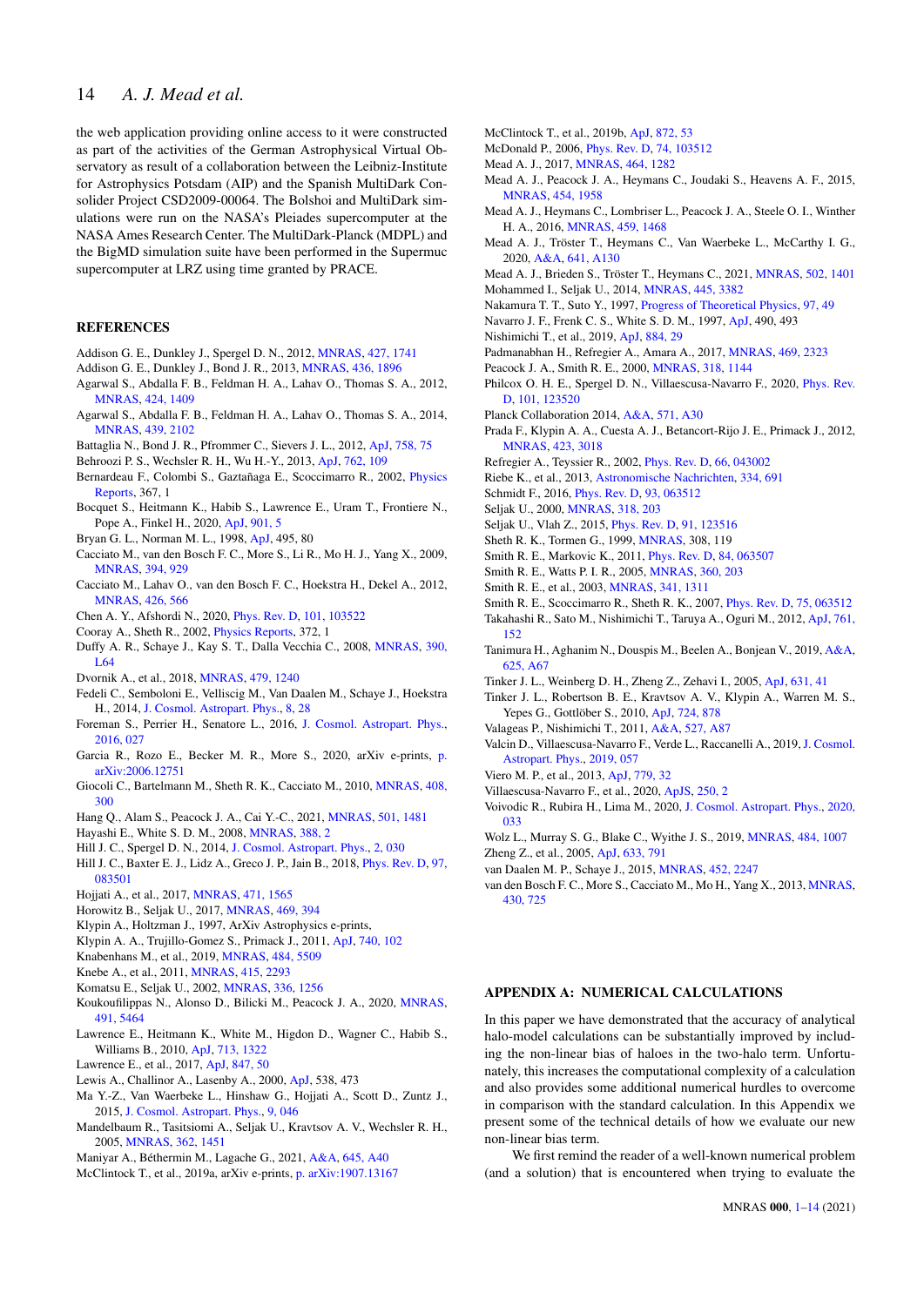the web application providing online access to it were constructed as part of the activities of the German Astrophysical Virtual Observatory as result of a collaboration between the Leibniz-Institute for Astrophysics Potsdam (AIP) and the Spanish MultiDark Consolider Project CSD2009-00064. The Bolshoi and MultiDark simulations were run on the NASA's Pleiades supercomputer at the NASA Ames Research Center. The MultiDark-Planck (MDPL) and the BigMD simulation suite have been performed in the Supermuc supercomputer at LRZ using time granted by PRACE.

## REFERENCES

Addison G. E., Dunkley J., Spergel D. N., 2012, MNRAS, 427, 1741
Addison G. E., Dunkley J., Bond J. R., 2013, MNRAS, 436, 1896
Agarwal S., Abdalla F. B., Feldman H. A., Lahav O., Thomas S. A., 2012, MNRAS, 424, 1409
Agarwal S., Abdalla F. B., Feldman H. A., Lahav O., Thomas S. A., 2014, MNRAS, 439, 2102
Battaglia N., Bond J. R., Pfrommer C., Sievers J. L., 2012, ApJ, 758, 75
Behroozi P. S., Wechsler R. H., Wu H.-Y., 2013, ApJ, 762, 109
Bernardeau F., Colombi S., Gaztañaga E., Scoccimarro R., 2002, Physics Reports, 367, 1
Bocquet S., Heitmann K., Habib S., Lawrence E., Uram T., Frontiere N., Pope A., Finkel H., 2020, ApJ, 901, 5
Bryan G. L., Norman M. L., 1998, ApJ, 495, 80
Cacciato M., van den Bosch F. C., More S., Li R., Mo H. J., Yang X., 2009, MNRAS, 394, 929
Cacciato M., Lahav O., van den Bosch F. C., Hoekstra H., Dekel A., 2012, MNRAS, 426, 566
Chen A. Y., Afshordi N., 2020, Phys. Rev. D, 101, 103522
Cooray A., Sheth R., 2002, Physics Reports, 372, 1
Duffy A. R., Schaye J., Kay S. T., Dalla Vecchia C., 2008, MNRAS, 390, L64
Dvornik A., et al., 2018, MNRAS, 479, 1240
Fedeli C., Semboloni E., Velliscig M., Van Daalen M., Schaye J., Hoekstra H., 2014, J. Cosmol. Astropart. Phys., 8, 28
Foreman S., Perrier H., Senatore L., 2016, J. Cosmol. Astropart. Phys., 2016, 027
Garcia R., Rozo E., Becker M. R., More S., 2020, arXiv e-prints, p. arXiv:2006.12751
Giocoli C., Bartelmann M., Sheth R. K., Cacciato M., 2010, MNRAS, 408, 300
Hang Q., Alam S., Peacock J. A., Cai Y.-C., 2021, MNRAS, 501, 1481
Hayashi E., White S. D. M., 2008, MNRAS, 388, 2
Hill J. C., Spergel D. N., 2014, J. Cosmol. Astropart. Phys., 2, 030
Hill J. C., Baxter E. J., Lidz A., Greco J. P., Jain B., 2018, Phys. Rev. D, 97, 083501
Hojjati A., et al., 2017, MNRAS, 471, 1565
Horowitz B., Seljak U., 2017, MNRAS, 469, 394
Klypin A., Holtzman J., 1997, ArXiv Astrophysics e-prints,
Klypin A. A., Trujillo-Gomez S., Primack J., 2011, ApJ, 740, 102
Knabenhans M., et al., 2019, MNRAS, 484, 5509
Knebe A., et al., 2011, MNRAS, 415, 2293
Komatsu E., Seljak U., 2002, MNRAS, 336, 1256
Koukoufilippas N., Alonso D., Bilicki M., Peacock J. A., 2020, MNRAS, 491, 5464
Lawrence E., Heitmann K., White M., Higdon D., Wagner C., Habib S., Williams B., 2010, ApJ, 713, 1322
Lawrence E., et al., 2017, ApJ, 847, 50
Lewis A., Challinor A., Lasenby A., 2000, ApJ, 538, 473
Ma Y.-Z., Van Waerbeke L., Hinshaw G., Hojjati A., Scott D., Zuntz J., 2015, J. Cosmol. Astropart. Phys., 9, 046
Mandelbaum R., Tasitsiomi A., Seljak U., Kravtsov A. V., Wechsler R. H., 2005, MNRAS, 362, 1451
Maniyar A., Béthermin M., Lagache G., 2021, A&A, 645, A40
McClintock T., et al., 2019a, arXiv e-prints, p. arXiv:1907.13167
McClintock T., et al., 2019b, ApJ, 872, 53
McDonald P., 2006, Phys. Rev. D, 74, 103512
Mead A. J., 2017, MNRAS, 464, 1282
Mead A. J., Peacock J. A., Heymans C., Joudaki S., Heavens A. F., 2015, MNRAS, 454, 1958
Mead A. J., Heymans C., Lombriser L., Peacock J. A., Steele O. I., Winther H. A., 2016, MNRAS, 459, 1468
Mead A. J., Tröster T., Heymans C., Van Waerbeke L., McCarthy I. G., 2020, A&A, 641, A130
Mead A. J., Brieden S., Tröster T., Heymans C., 2021, MNRAS, 502, 1401
Mohammed I., Seljak U., 2014, MNRAS, 445, 3382
Nakamura T. T., Suto Y., 1997, Progress of Theoretical Physics, 97, 49
Navarro J. F., Frenk C. S., White S. D. M., 1997, ApJ, 490, 493
Nishimichi T., et al., 2019, ApJ, 884, 29
Padmanabhan H., Refregier A., Amara A., 2017, MNRAS, 469, 2323
Peacock J. A., Smith R. E., 2000, MNRAS, 318, 1144
Philcox O. H. E., Spergel D. N., Villaescusa-Navarro F., 2020, Phys. Rev. D, 101, 123520
Planck Collaboration 2014, A&A, 571, A30
Prada F., Klypin A. A., Cuesta A. J., Betancort-Rijo J. E., Primack J., 2012, MNRAS, 423, 3018
Refregier A., Teyssier R., 2002, Phys. Rev. D, 66, 043002
Riebe K., et al., 2013, Astronomische Nachrichten, 334, 691
Schmidt F., 2016, Phys. Rev. D, 93, 063512
Seljak U., 2000, MNRAS, 318, 203
Seljak U., Vlah Z., 2015, Phys. Rev. D, 91, 123516
Sheth R. K., Tormen G., 1999, MNRAS, 308, 119
Smith R. E., Markovic K., 2011, Phys. Rev. D, 84, 063507
Smith R. E., Watts P. I. R., 2005, MNRAS, 360, 203
Smith R. E., et al., 2003, MNRAS, 341, 1311
Smith R. E., Scoccimarro R., Sheth R. K., 2007, Phys. Rev. D, 75, 063512
Takahashi R., Sato M., Nishimichi T., Taruya A., Oguri M., 2012, ApJ, 761, 152
Tanimura H., Aghanim N., Douspis M., Beelen A., Bonjean V., 2019, A&A, 625, A67
Tinker J. L., Weinberg D. H., Zheng Z., Zehavi I., 2005, ApJ, 631, 41
Tinker J. L., Robertson B. E., Kravtsov A. V., Klypin A., Warren M. S., Yepes G., Gottlöber S., 2010, ApJ, 724, 878
Valageas P., Nishimichi T., 2011, A&A, 527, A87
Valcin D., Villaescusa-Navarro F., Verde L., Raccanelli A., 2019, J. Cosmol. Astropart. Phys., 2019, 057
Viero M. P., et al., 2013, ApJ, 779, 32
Villaescusa-Navarro F., et al., 2020, ApJS, 250, 2
Voivodic R., Rubira H., Lima M., 2020, J. Cosmol. Astropart. Phys., 2020, 033
Wolz L., Murray S. G., Blake C., Wyithe J. S., 2019, MNRAS, 484, 1007
Zheng Z., et al., 2005, ApJ, 633, 791
van Daalen M. P., Schaye J., 2015, MNRAS, 452, 2247
van den Bosch F. C., More S., Cacciato M., Mo H., Yang X., 2013, MNRAS, 430, 725

## APPENDIX A: NUMERICAL CALCULATIONS

In this paper we have demonstrated that the accuracy of analytical halo-model calculations can be substantially improved by including the non-linear bias of haloes in the two-halo term. Unfortunately, this increases the computational complexity of a calculation and also provides some additional numerical hurdles to overcome in comparison with the standard calculation. In this Appendix we present some of the technical details of how we evaluate our new non-linear bias term.

We first remind the reader of a well-known numerical problem (and a solution) that is encountered when trying to evaluate the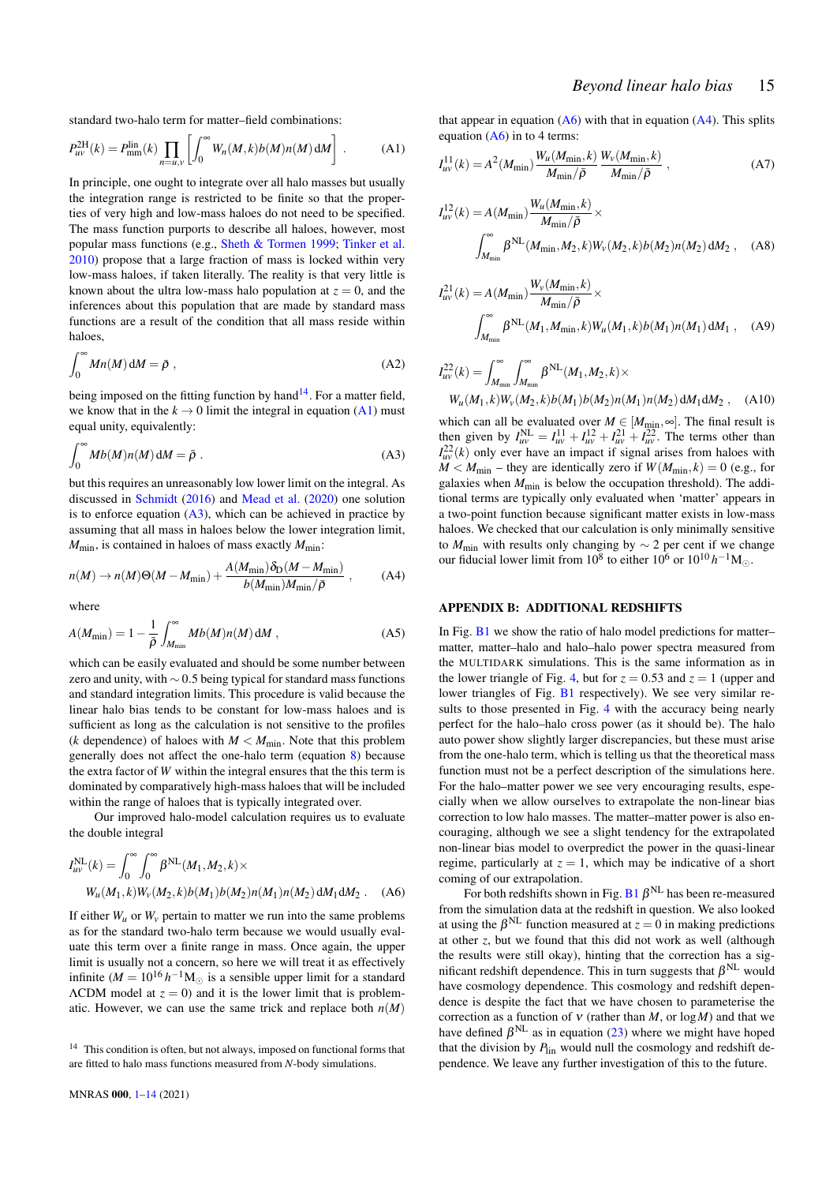standard two-halo term for matter–field combinations:

$$P_{uv}^{2\mathrm{H}}(k) = P_{\mathrm{mm}}^{\mathrm{lin}}(k) \prod_{n=u,v} \left[ \int_0^\infty W_n(M,k) b(M) n(M)\, \mathrm{d}M \right] . \quad \text{(A1)}$$

In principle, one ought to integrate over all halo masses but usually the integration range is restricted to be finite so that the properties of very high and low-mass haloes do not need to be specified. The mass function purports to describe all haloes, however, most popular mass functions (e.g., Sheth & Tormen 1999; Tinker et al. 2010) propose that a large fraction of mass is locked within very low-mass haloes, if taken literally. The reality is that very little is known about the ultra low-mass halo population at $z=0$, and the inferences about this population that are made by standard mass functions are a result of the condition that all mass reside within haloes,

$$\int_0^\infty M n(M)\, \mathrm{d}M = \bar{\rho} \ , \quad \text{(A2)}$$

being imposed on the fitting function by hand[14]. For a matter field, we know that in the $k \to 0$ limit the integral in equation (A1) must equal unity, equivalently:

$$\int_0^\infty M b(M) n(M)\, \mathrm{d}M = \bar{\rho} \ . \quad \text{(A3)}$$

but this requires an unreasonably low lower limit on the integral. As discussed in Schmidt (2016) and Mead et al. (2020) one solution is to enforce equation (A3), which can be achieved in practice by assuming that all mass in haloes below the lower integration limit, $M_{\mathrm{min}}$, is contained in haloes of mass exactly $M_{\mathrm{min}}$:

$$n(M) \to n(M)\Theta(M - M_{\mathrm{min}}) + \frac{A(M_{\mathrm{min}})\delta_{\mathrm{D}}(M - M_{\mathrm{min}})}{b(M_{\mathrm{min}})M_{\mathrm{min}}/\bar{\rho}} \ , \quad \text{(A4)}$$

where

$$A(M_{\mathrm{min}}) = 1 - \frac{1}{\bar{\rho}} \int_{M_{\mathrm{min}}}^\infty M b(M) n(M)\, \mathrm{d}M \ , \quad \text{(A5)}$$

which can be easily evaluated and should be some number between zero and unity, with $\sim 0.5$ being typical for standard mass functions and standard integration limits. This procedure is valid because the linear halo bias tends to be constant for low-mass haloes and is sufficient as long as the calculation is not sensitive to the profiles ($k$ dependence) of haloes with $M < M_{\mathrm{min}}$. Note that this problem generally does not affect the one-halo term (equation 8) because the extra factor of $W$ within the integral ensures that the this term is dominated by comparatively high-mass haloes that will be included within the range of haloes that is typically integrated over.

Our improved halo-model calculation requires us to evaluate the double integral

$$I_{uv}^{\mathrm{NL}}(k) = \int_0^\infty \int_0^\infty \beta^{\mathrm{NL}}(M_1,M_2,k) \times W_u(M_1,k) W_v(M_2,k) b(M_1) b(M_2) n(M_1) n(M_2)\, \mathrm{d}M_1 \mathrm{d}M_2 \ . \quad \text{(A6)}$$

If either $W_u$ or $W_v$ pertain to matter we run into the same problems as for the standard two-halo term because we would usually evaluate this term over a finite range in mass. Once again, the upper limit is usually not a concern, so here we will treat it as effectively infinite ($M = 10^{16}\,h^{-1}\mathrm{M}_\odot$ is a sensible upper limit for a standard $\Lambda$CDM model at $z=0$) and it is the lower limit that is problematic. However, we can use the same trick and replace both $n(M)$ that appear in equation (A6) with that in equation (A4). This splits equation (A6) in to 4 terms:

$$I_{uv}^{11}(k) = A^2(M_{\mathrm{min}}) \frac{W_u(M_{\mathrm{min}},k)}{M_{\mathrm{min}}/\bar{\rho}} \frac{W_v(M_{\mathrm{min}},k)}{M_{\mathrm{min}}/\bar{\rho}} \ , \quad \text{(A7)}$$

$$I_{uv}^{12}(k) = A(M_{\mathrm{min}}) \frac{W_u(M_{\mathrm{min}},k)}{M_{\mathrm{min}}/\bar{\rho}} \times \int_{M_{\mathrm{min}}}^\infty \beta^{\mathrm{NL}}(M_{\mathrm{min}},M_2,k) W_v(M_2,k) b(M_2) n(M_2)\, \mathrm{d}M_2 \ , \quad \text{(A8)}$$

$$I_{uv}^{21}(k) = A(M_{\mathrm{min}}) \frac{W_v(M_{\mathrm{min}},k)}{M_{\mathrm{min}}/\bar{\rho}} \times \int_{M_{\mathrm{min}}}^\infty \beta^{\mathrm{NL}}(M_1,M_{\mathrm{min}},k) W_u(M_1,k) b(M_1) n(M_1)\, \mathrm{d}M_1 \ , \quad \text{(A9)}$$

$$I_{uv}^{22}(k) = \int_{M_{\mathrm{min}}}^\infty \int_{M_{\mathrm{min}}}^\infty \beta^{\mathrm{NL}}(M_1,M_2,k) \times W_u(M_1,k) W_v(M_2,k) b(M_1) b(M_2) n(M_1) n(M_2)\, \mathrm{d}M_1 \mathrm{d}M_2 \ , \quad \text{(A10)}$$

which can all be evaluated over $M \in [M_{\mathrm{min}}, \infty]$. The final result is then given by $I_{uv}^{\mathrm{NL}} = I_{uv}^{11} + I_{uv}^{12} + I_{uv}^{21} + I_{uv}^{22}$. The terms other than $I_{uv}^{22}(k)$ only ever have an impact if signal arises from haloes with $M < M_{\mathrm{min}}$ – they are identically zero if $W(M_{\mathrm{min}},k) = 0$ (e.g., for galaxies when $M_{\mathrm{min}}$ is below the occupation threshold). The additional terms are typically only evaluated when 'matter' appears in a two-point function because significant matter exists in low-mass haloes. We checked that our calculation is only minimally sensitive to $M_{\mathrm{min}}$ with results only changing by $\sim 2$ per cent if we change our fiducial lower limit from $10^8$ to either $10^6$ or $10^{10}\,h^{-1}\mathrm{M}_\odot$.

## APPENDIX B: ADDITIONAL REDSHIFTS

In Fig. B1 we show the ratio of halo model predictions for matter–matter, matter–halo and halo–halo power spectra measured from the MULTIDARK simulations. This is the same information as in the lower triangle of Fig. 4, but for $z=0.53$ and $z=1$ (upper and lower triangles of Fig. B1 respectively). We see very similar results to those presented in Fig. 4 with the accuracy being nearly perfect for the halo–halo cross power (as it should be). The halo auto power show slightly larger discrepancies, but these must arise from the one-halo term, which is telling us that the theoretical mass function must not be a perfect description of the simulations here. For the halo–matter power we see very encouraging results, especially when we allow ourselves to extrapolate the non-linear bias correction to low halo masses. The matter–matter power is also encouraging, although we see a slight tendency for the extrapolated non-linear bias model to overpredict the power in the quasi-linear regime, particularly at $z=1$, which may be indicative of a short coming of our extrapolation.

For both redshifts shown in Fig. B1 $\beta^{\mathrm{NL}}$ has been re-measured from the simulation data at the redshift in question. We also looked at using the $\beta^{\mathrm{NL}}$ function measured at $z=0$ in making predictions at other $z$, but we found that this did not work as well (although the results were still okay), hinting that the correction has a significant redshift dependence. This in turn suggests that $\beta^{\mathrm{NL}}$ would have cosmology dependence. This cosmology and redshift dependence is despite the fact that we have chosen to parameterise the correction as a function of $\nu$ (rather than $M$, or $\log M$) and that we have defined $\beta^{\mathrm{NL}}$ as in equation (23) where we might have hoped that the division by $P_{\mathrm{lin}}$ would null the cosmology and redshift dependence. We leave any further investigation of this to the future.

[14] This condition is often, but not always, imposed on functional forms that are fitted to halo mass functions measured from $N$-body simulations.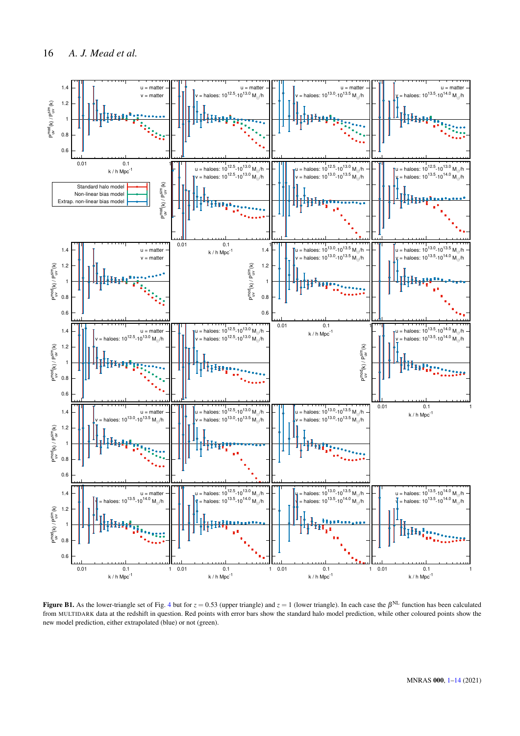**Figure B1.** As the lower-triangle set of Fig. 4 but for $z = 0.53$ (upper triangle) and $z = 1$ (lower triangle). In each case the $\beta^{\rm NL}$ function has been calculated from MULTIDARK data at the redshift in question. Red points with error bars show the standard halo model prediction, while other coloured points show the new model prediction, either extrapolated (blue) or not (green).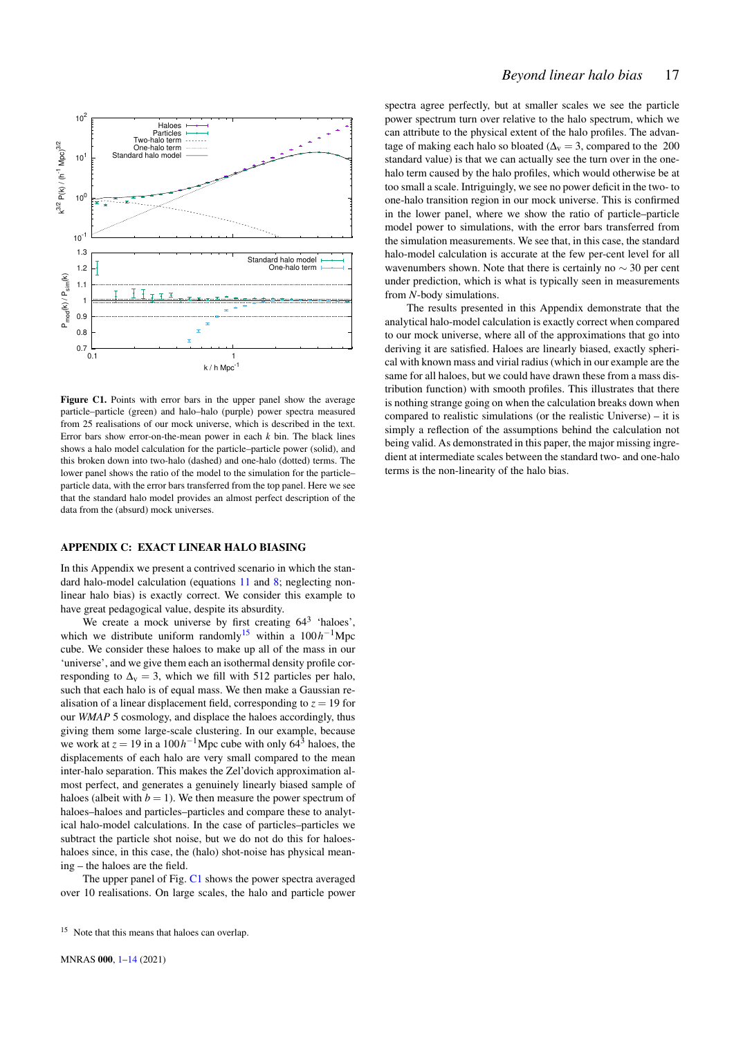$10^2$

$10^1$

$10^0$

$10^{-1}$

$k^{3/2}$ P(k) / ($h^{-1}$ Mpc)$^{3/2}$

Haloes

Particles

Two-halo term

One-halo term

Standard halo model

1.3

1.2

1.1

1

0.9

0.8

0.7

$P_{mod}(k)$ / $P_{sim}(k)$

Standard halo model

One-halo term

0.1

1

k / h Mpc$^{-1}$

**Figure C1.** Points with error bars in the upper panel show the average particle–particle (green) and halo–halo (purple) power spectra measured from 25 realisations of our mock universe, which is described in the text. Error bars show error-on-the-mean power in each $k$ bin. The black lines shows a halo model calculation for the particle–particle power (solid), and this broken down into two-halo (dashed) and one-halo (dotted) terms. The lower panel shows the ratio of the model to the simulation for the particle–particle data, with the error bars transferred from the top panel. Here we see that the standard halo model provides an almost perfect description of the data from the (absurd) mock universes.

## APPENDIX C: EXACT LINEAR HALO BIASING

In this Appendix we present a contrived scenario in which the standard halo-model calculation (equations 11 and 8; neglecting non-linear halo bias) is exactly correct. We consider this example to have great pedagogical value, despite its absurdity.

We create a mock universe by first creating $64^3$ 'haloes', which we distribute uniform randomly[15] within a $100\,h^{-1}$Mpc cube. We consider these haloes to make up all of the mass in our 'universe', and we give them each an isothermal density profile corresponding to $\Delta_{\rm v} = 3$, which we fill with 512 particles per halo, such that each halo is of equal mass. We then make a Gaussian realisation of a linear displacement field, corresponding to $z = 19$ for our *WMAP* 5 cosmology, and displace the haloes accordingly, thus giving them some large-scale clustering. In our example, because we work at $z = 19$ in a $100\,h^{-1}$Mpc cube with only $64^3$ haloes, the displacements of each halo are very small compared to the mean inter-halo separation. This makes the Zel'dovich approximation almost perfect, and generates a genuinely linearly biased sample of haloes (albeit with $b = 1$). We then measure the power spectrum of haloes–haloes and particles–particles and compare these to analytical halo-model calculations. In the case of particles–particles we subtract the particle shot noise, but we do not do this for haloes-haloes since, in this case, the (halo) shot-noise has physical meaning – the haloes are the field.

The upper panel of Fig. C1 shows the power spectra averaged over 10 realisations. On large scales, the halo and particle power spectra agree perfectly, but at smaller scales we see the particle power spectrum turn over relative to the halo spectrum, which we can attribute to the physical extent of the halo profiles. The advantage of making each halo so bloated ($\Delta_{\rm v} = 3$, compared to the 200 standard value) is that we can actually see the turn over in the one-halo term caused by the halo profiles, which would otherwise be at too small a scale. Intriguingly, we see no power deficit in the two- to one-halo transition region in our mock universe. This is confirmed in the lower panel, where we show the ratio of particle–particle model power to simulations, with the error bars transferred from the simulation measurements. We see that, in this case, the standard halo-model calculation is accurate at the few per-cent level for all wavenumbers shown. Note that there is certainly no $\sim 30$ per cent under prediction, which is what is typically seen in measurements from $N$-body simulations.

The results presented in this Appendix demonstrate that the analytical halo-model calculation is exactly correct when compared to our mock universe, where all of the approximations that go into deriving it are satisfied. Haloes are linearly biased, exactly spherical with known mass and virial radius (which in our example are the same for all haloes, but we could have drawn these from a mass distribution function) with smooth profiles. This illustrates that there is nothing strange going on when the calculation breaks down when compared to realistic simulations (or the realistic Universe) – it is simply a reflection of the assumptions behind the calculation not being valid. As demonstrated in this paper, the major missing ingredient at intermediate scales between the standard two- and one-halo terms is the non-linearity of the halo bias.

[15] Note that this means that haloes can overlap.